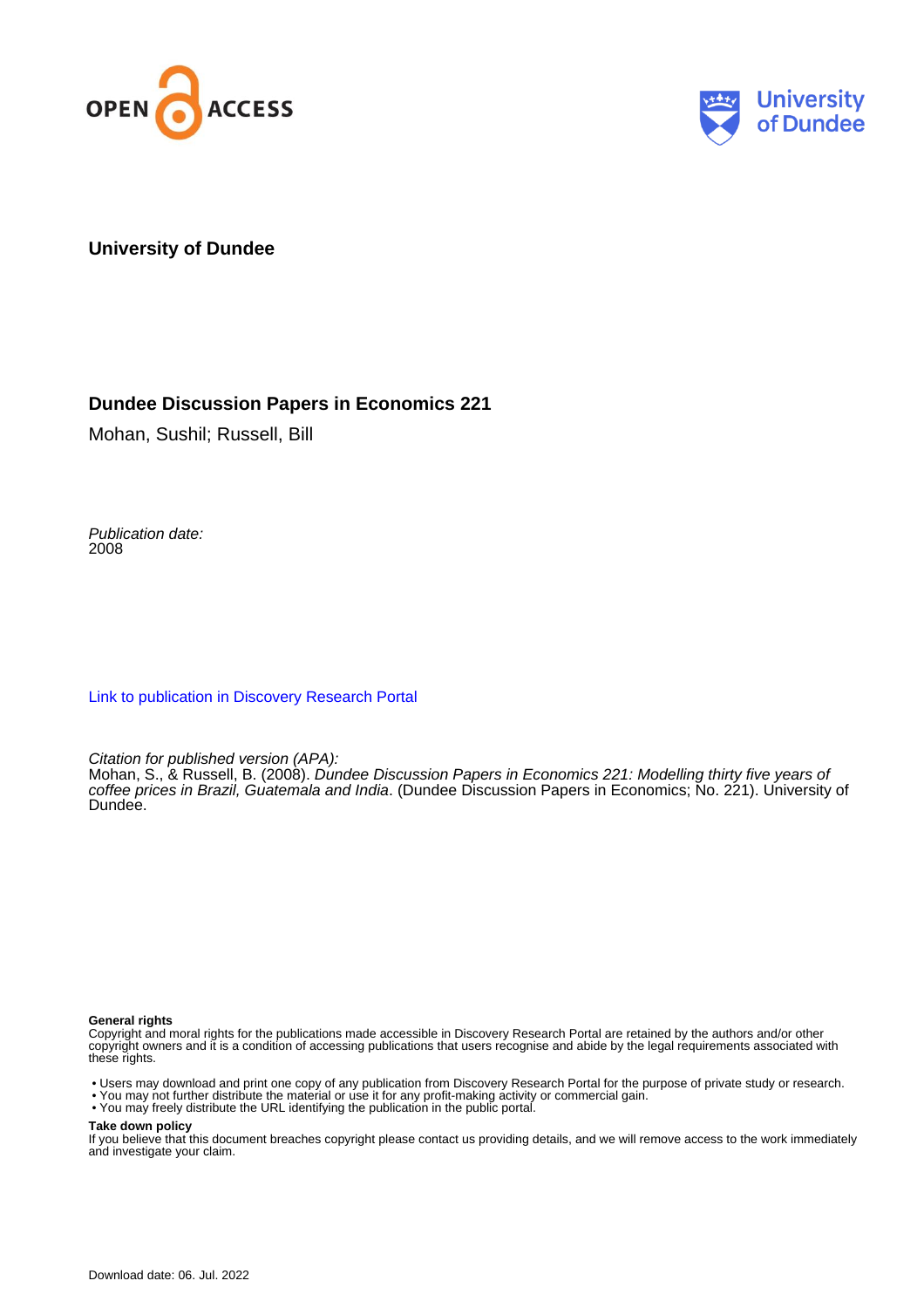University of Dundee

# Dundee Discussion Papers in Economics 221

Mohan, Sushil; Russell, Bill

*Publication date:*
2008

Link to publication in Discovery Research Portal

*Citation for published version (APA):*
Mohan, S., & Russell, B. (2008). *Dundee Discussion Papers in Economics 221: Modelling thirty five years of coffee prices in Brazil, Guatemala and India*. (Dundee Discussion Papers in Economics; No. 221). University of Dundee.

**General rights**
Copyright and moral rights for the publications made accessible in Discovery Research Portal are retained by the authors and/or other copyright owners and it is a condition of accessing publications that users recognise and abide by the legal requirements associated with these rights.

- Users may download and print one copy of any publication from Discovery Research Portal for the purpose of private study or research.
- You may not further distribute the material or use it for any profit-making activity or commercial gain.
- You may freely distribute the URL identifying the publication in the public portal.

**Take down policy**
If you believe that this document breaches copyright please contact us providing details, and we will remove access to the work immediately and investigate your claim.

Download date: 06. Jul. 2022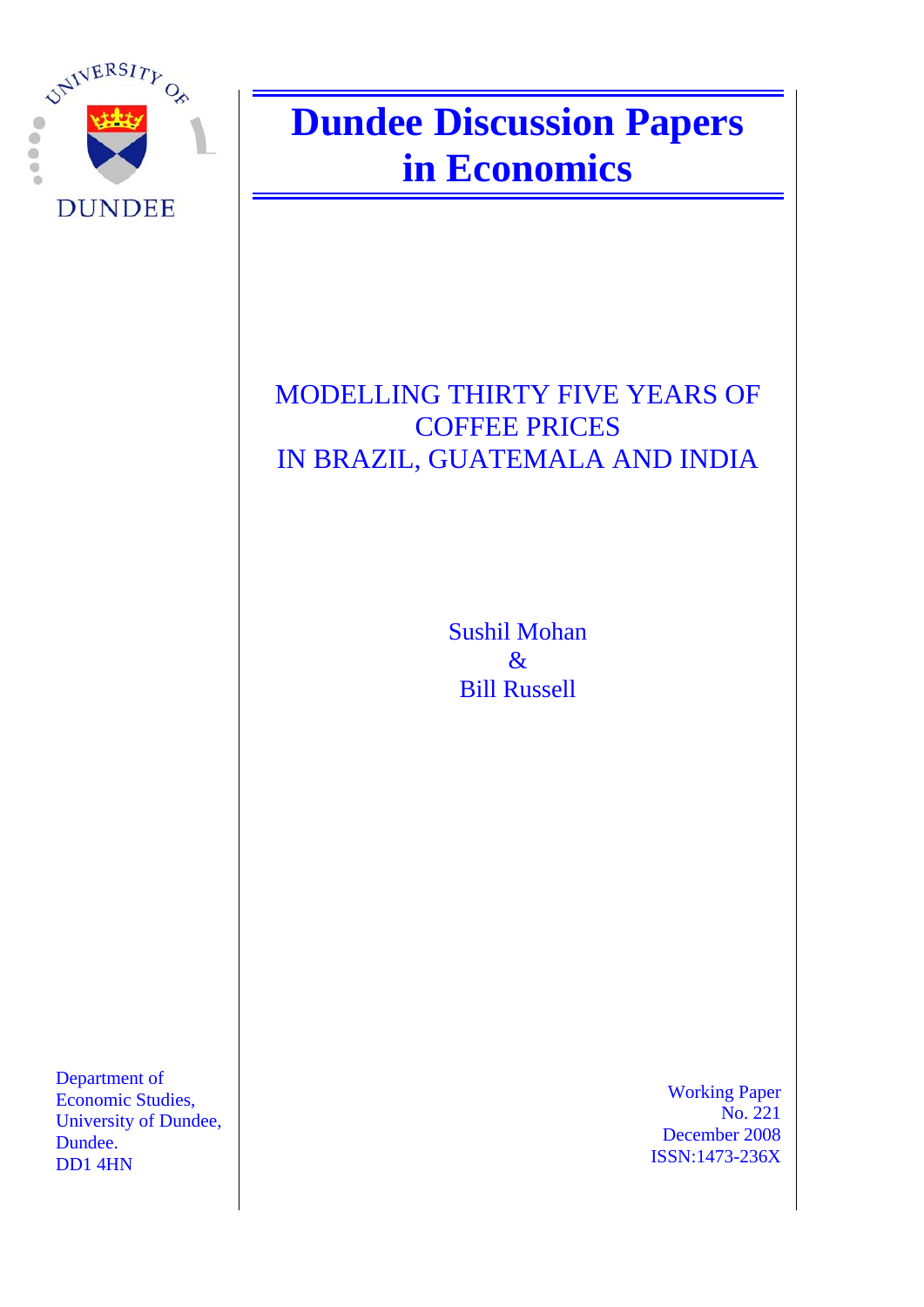UNIVERSITY OF DUNDEE

# Dundee Discussion Papers in Economics

## MODELLING THIRTY FIVE YEARS OF COFFEE PRICES IN BRAZIL, GUATEMALA AND INDIA

Sushil Mohan
&
Bill Russell

Department of
Economic Studies,
University of Dundee,
Dundee.
DD1 4HN

Working Paper
No. 221
December 2008
ISSN:1473-236X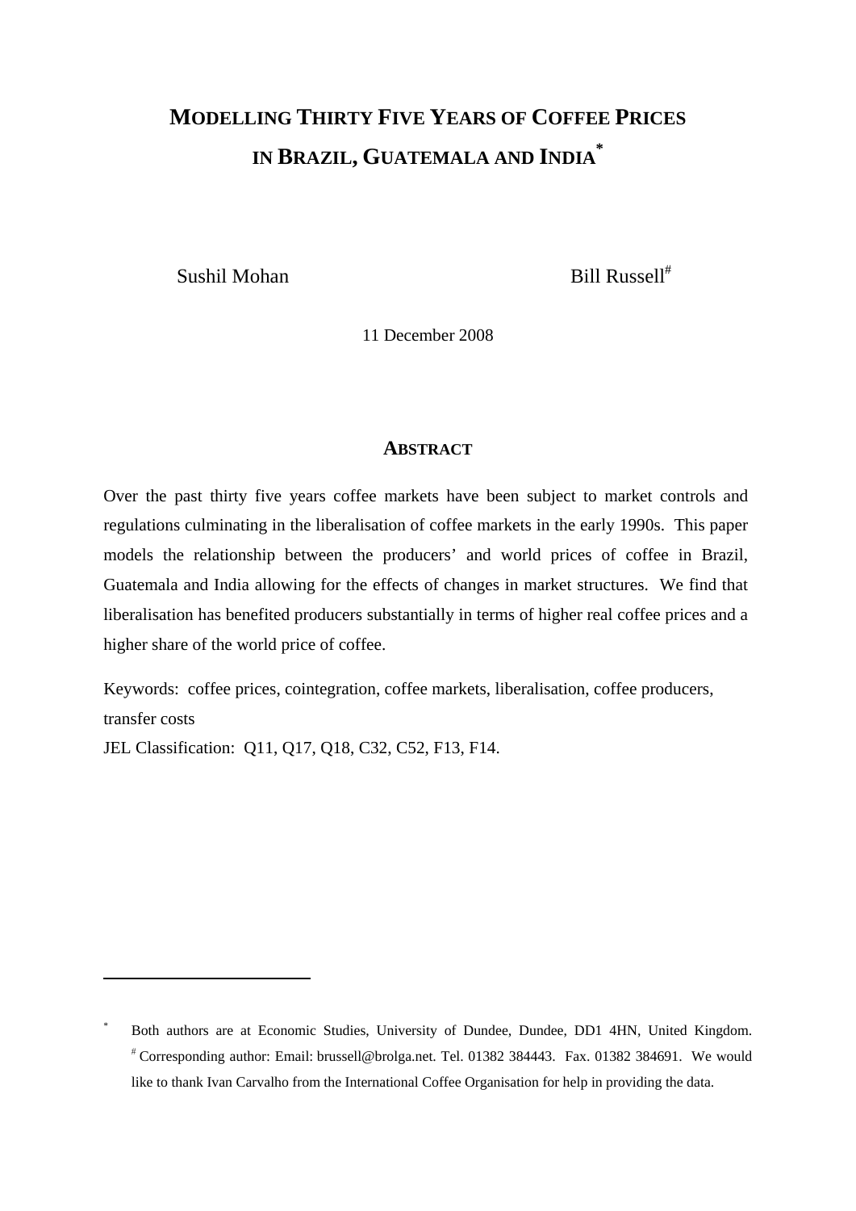# MODELLING THIRTY FIVE YEARS OF COFFEE PRICES IN BRAZIL, GUATEMALA AND INDIA*

Sushil Mohan

Bill Russell#

11 December 2008

## ABSTRACT

Over the past thirty five years coffee markets have been subject to market controls and regulations culminating in the liberalisation of coffee markets in the early 1990s. This paper models the relationship between the producers' and world prices of coffee in Brazil, Guatemala and India allowing for the effects of changes in market structures. We find that liberalisation has benefited producers substantially in terms of higher real coffee prices and a higher share of the world price of coffee.

Keywords: coffee prices, cointegration, coffee markets, liberalisation, coffee producers, transfer costs

JEL Classification: Q11, Q17, Q18, C32, C52, F13, F14.

---

* Both authors are at Economic Studies, University of Dundee, Dundee, DD1 4HN, United Kingdom. # Corresponding author: Email: brussell@brolga.net. Tel. 01382 384443. Fax. 01382 384691. We would like to thank Ivan Carvalho from the International Coffee Organisation for help in providing the data.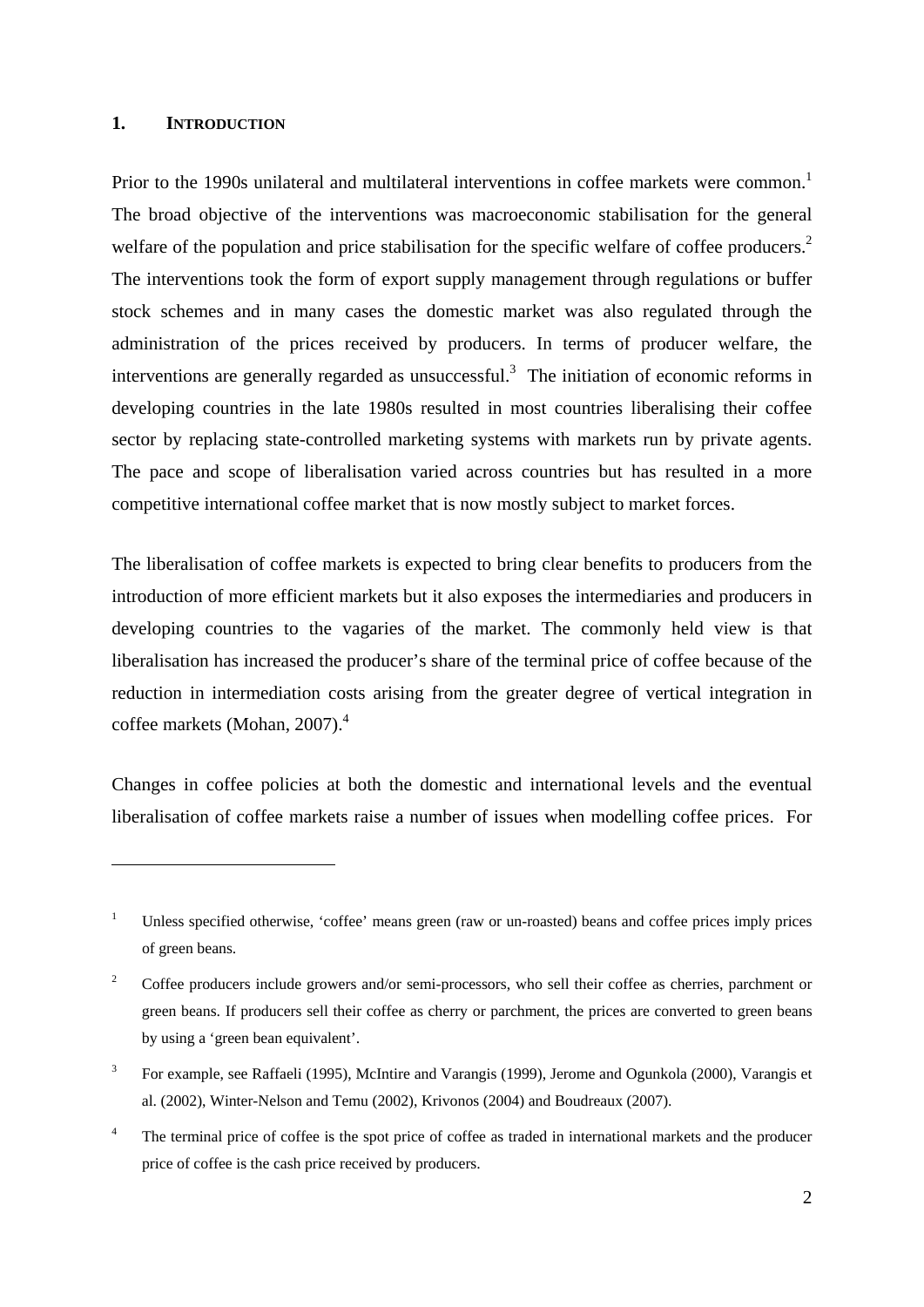## 1. INTRODUCTION

Prior to the 1990s unilateral and multilateral interventions in coffee markets were common.[1] The broad objective of the interventions was macroeconomic stabilisation for the general welfare of the population and price stabilisation for the specific welfare of coffee producers.[2] The interventions took the form of export supply management through regulations or buffer stock schemes and in many cases the domestic market was also regulated through the administration of the prices received by producers. In terms of producer welfare, the interventions are generally regarded as unsuccessful.[3] The initiation of economic reforms in developing countries in the late 1980s resulted in most countries liberalising their coffee sector by replacing state-controlled marketing systems with markets run by private agents. The pace and scope of liberalisation varied across countries but has resulted in a more competitive international coffee market that is now mostly subject to market forces.

The liberalisation of coffee markets is expected to bring clear benefits to producers from the introduction of more efficient markets but it also exposes the intermediaries and producers in developing countries to the vagaries of the market. The commonly held view is that liberalisation has increased the producer's share of the terminal price of coffee because of the reduction in intermediation costs arising from the greater degree of vertical integration in coffee markets (Mohan, 2007).[4]

Changes in coffee policies at both the domestic and international levels and the eventual liberalisation of coffee markets raise a number of issues when modelling coffee prices. For

---

[1] Unless specified otherwise, 'coffee' means green (raw or un-roasted) beans and coffee prices imply prices of green beans.

[2] Coffee producers include growers and/or semi-processors, who sell their coffee as cherries, parchment or green beans. If producers sell their coffee as cherry or parchment, the prices are converted to green beans by using a 'green bean equivalent'.

[3] For example, see Raffaeli (1995), McIntire and Varangis (1999), Jerome and Ogunkola (2000), Varangis et al. (2002), Winter-Nelson and Temu (2002), Krivonos (2004) and Boudreaux (2007).

[4] The terminal price of coffee is the spot price of coffee as traded in international markets and the producer price of coffee is the cash price received by producers.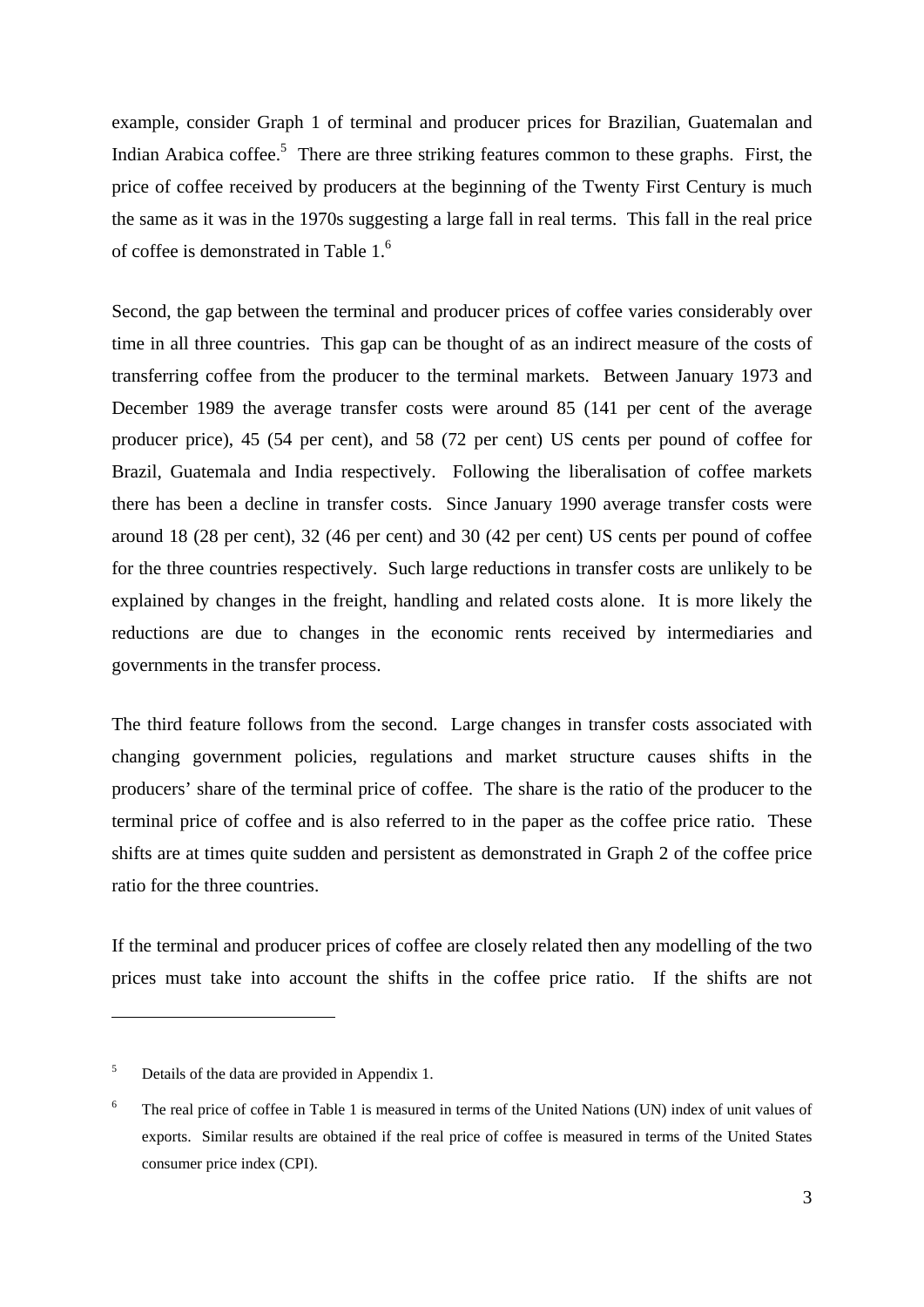example, consider Graph 1 of terminal and producer prices for Brazilian, Guatemalan and Indian Arabica coffee.[5] There are three striking features common to these graphs. First, the price of coffee received by producers at the beginning of the Twenty First Century is much the same as it was in the 1970s suggesting a large fall in real terms. This fall in the real price of coffee is demonstrated in Table 1.[6]

Second, the gap between the terminal and producer prices of coffee varies considerably over time in all three countries. This gap can be thought of as an indirect measure of the costs of transferring coffee from the producer to the terminal markets. Between January 1973 and December 1989 the average transfer costs were around 85 (141 per cent of the average producer price), 45 (54 per cent), and 58 (72 per cent) US cents per pound of coffee for Brazil, Guatemala and India respectively. Following the liberalisation of coffee markets there has been a decline in transfer costs. Since January 1990 average transfer costs were around 18 (28 per cent), 32 (46 per cent) and 30 (42 per cent) US cents per pound of coffee for the three countries respectively. Such large reductions in transfer costs are unlikely to be explained by changes in the freight, handling and related costs alone. It is more likely the reductions are due to changes in the economic rents received by intermediaries and governments in the transfer process.

The third feature follows from the second. Large changes in transfer costs associated with changing government policies, regulations and market structure causes shifts in the producers' share of the terminal price of coffee. The share is the ratio of the producer to the terminal price of coffee and is also referred to in the paper as the coffee price ratio. These shifts are at times quite sudden and persistent as demonstrated in Graph 2 of the coffee price ratio for the three countries.

If the terminal and producer prices of coffee are closely related then any modelling of the two prices must take into account the shifts in the coffee price ratio. If the shifts are not

---

[5] Details of the data are provided in Appendix 1.

[6] The real price of coffee in Table 1 is measured in terms of the United Nations (UN) index of unit values of exports. Similar results are obtained if the real price of coffee is measured in terms of the United States consumer price index (CPI).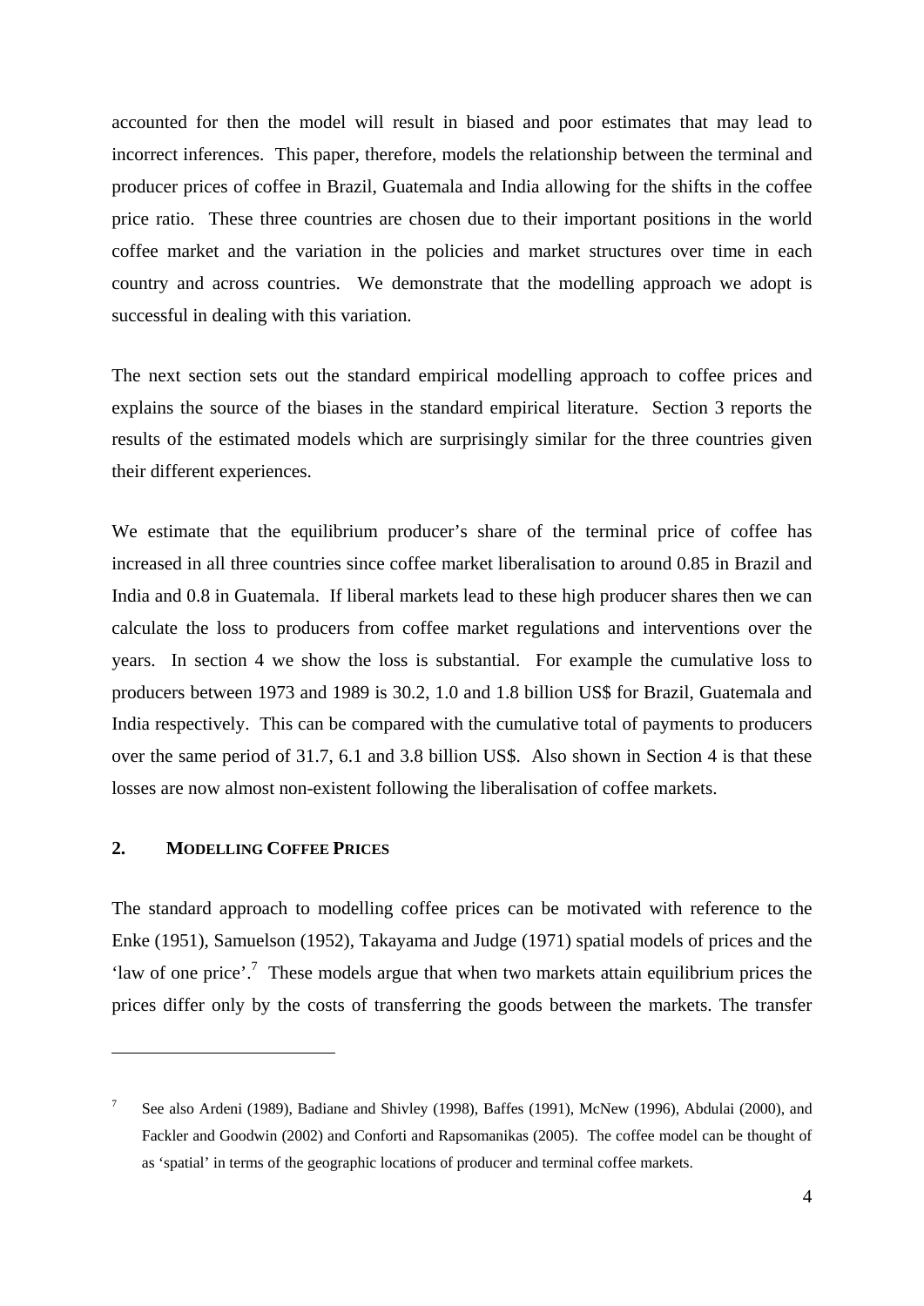accounted for then the model will result in biased and poor estimates that may lead to incorrect inferences. This paper, therefore, models the relationship between the terminal and producer prices of coffee in Brazil, Guatemala and India allowing for the shifts in the coffee price ratio. These three countries are chosen due to their important positions in the world coffee market and the variation in the policies and market structures over time in each country and across countries. We demonstrate that the modelling approach we adopt is successful in dealing with this variation.

The next section sets out the standard empirical modelling approach to coffee prices and explains the source of the biases in the standard empirical literature. Section 3 reports the results of the estimated models which are surprisingly similar for the three countries given their different experiences.

We estimate that the equilibrium producer's share of the terminal price of coffee has increased in all three countries since coffee market liberalisation to around 0.85 in Brazil and India and 0.8 in Guatemala. If liberal markets lead to these high producer shares then we can calculate the loss to producers from coffee market regulations and interventions over the years. In section 4 we show the loss is substantial. For example the cumulative loss to producers between 1973 and 1989 is 30.2, 1.0 and 1.8 billion US$ for Brazil, Guatemala and India respectively. This can be compared with the cumulative total of payments to producers over the same period of 31.7, 6.1 and 3.8 billion US$. Also shown in Section 4 is that these losses are now almost non-existent following the liberalisation of coffee markets.

## 2. MODELLING COFFEE PRICES

The standard approach to modelling coffee prices can be motivated with reference to the Enke (1951), Samuelson (1952), Takayama and Judge (1971) spatial models of prices and the 'law of one price'.[7] These models argue that when two markets attain equilibrium prices the prices differ only by the costs of transferring the goods between the markets. The transfer

---

[7] See also Ardeni (1989), Badiane and Shivley (1998), Baffes (1991), McNew (1996), Abdulai (2000), and Fackler and Goodwin (2002) and Conforti and Rapsomanikas (2005). The coffee model can be thought of as 'spatial' in terms of the geographic locations of producer and terminal coffee markets.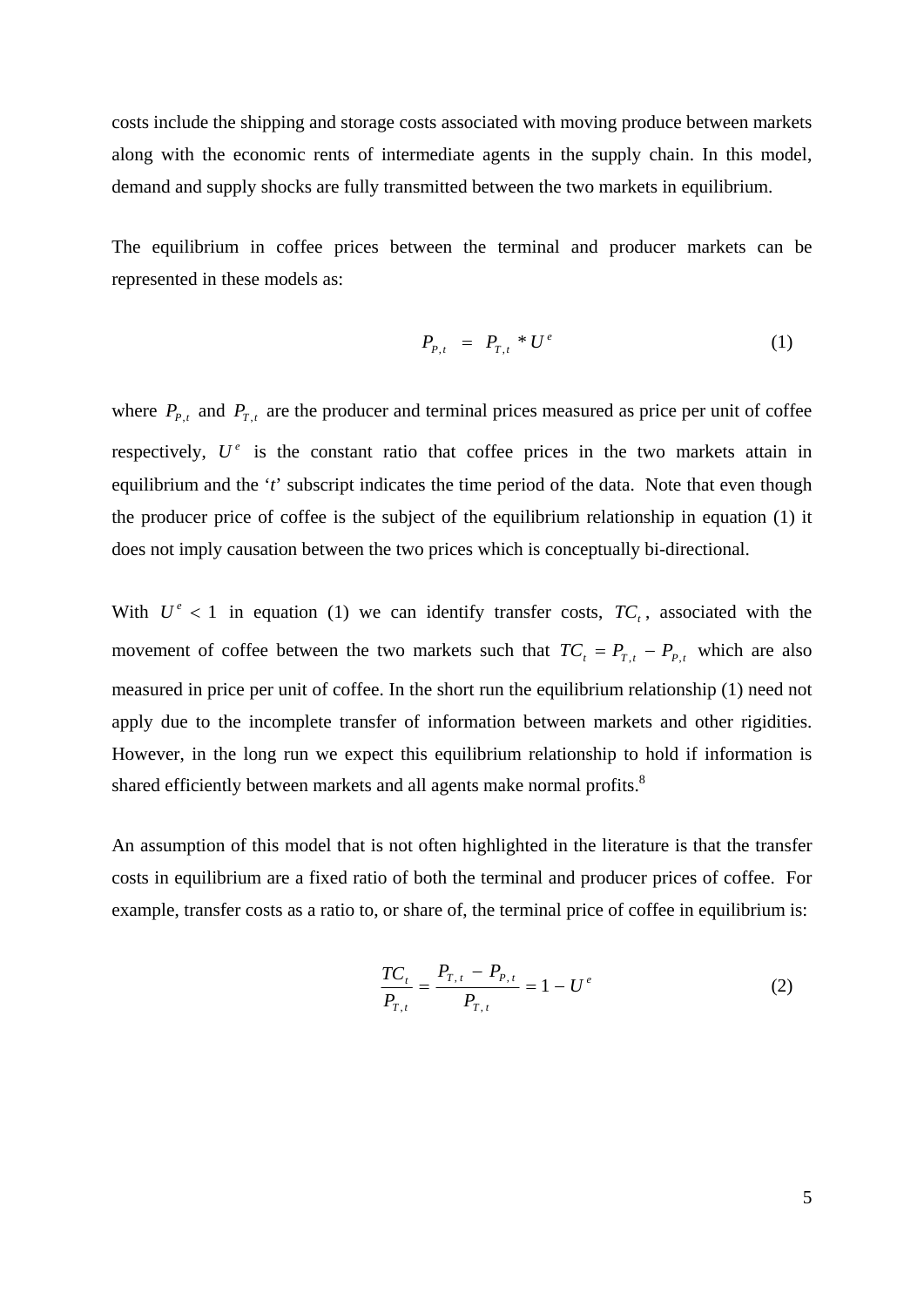costs include the shipping and storage costs associated with moving produce between markets along with the economic rents of intermediate agents in the supply chain. In this model, demand and supply shocks are fully transmitted between the two markets in equilibrium.

The equilibrium in coffee prices between the terminal and producer markets can be represented in these models as:

$$P_{P,t} \;=\; P_{T,t} * U^{e} \tag{1}$$

where $P_{P,t}$ and $P_{T,t}$ are the producer and terminal prices measured as price per unit of coffee respectively, $U^{e}$ is the constant ratio that coffee prices in the two markets attain in equilibrium and the '*t*' subscript indicates the time period of the data. Note that even though the producer price of coffee is the subject of the equilibrium relationship in equation (1) it does not imply causation between the two prices which is conceptually bi-directional.

With $U^{e} < 1$ in equation (1) we can identify transfer costs, $TC_{t}$, associated with the movement of coffee between the two markets such that $TC_{t} = P_{T,t} - P_{P,t}$ which are also measured in price per unit of coffee. In the short run the equilibrium relationship (1) need not apply due to the incomplete transfer of information between markets and other rigidities. However, in the long run we expect this equilibrium relationship to hold if information is shared efficiently between markets and all agents make normal profits.[8]

An assumption of this model that is not often highlighted in the literature is that the transfer costs in equilibrium are a fixed ratio of both the terminal and producer prices of coffee. For example, transfer costs as a ratio to, or share of, the terminal price of coffee in equilibrium is:

$$\frac{TC_{t}}{P_{T,t}} = \frac{P_{T,t} - P_{P,t}}{P_{T,t}} = 1 - U^{e} \tag{2}$$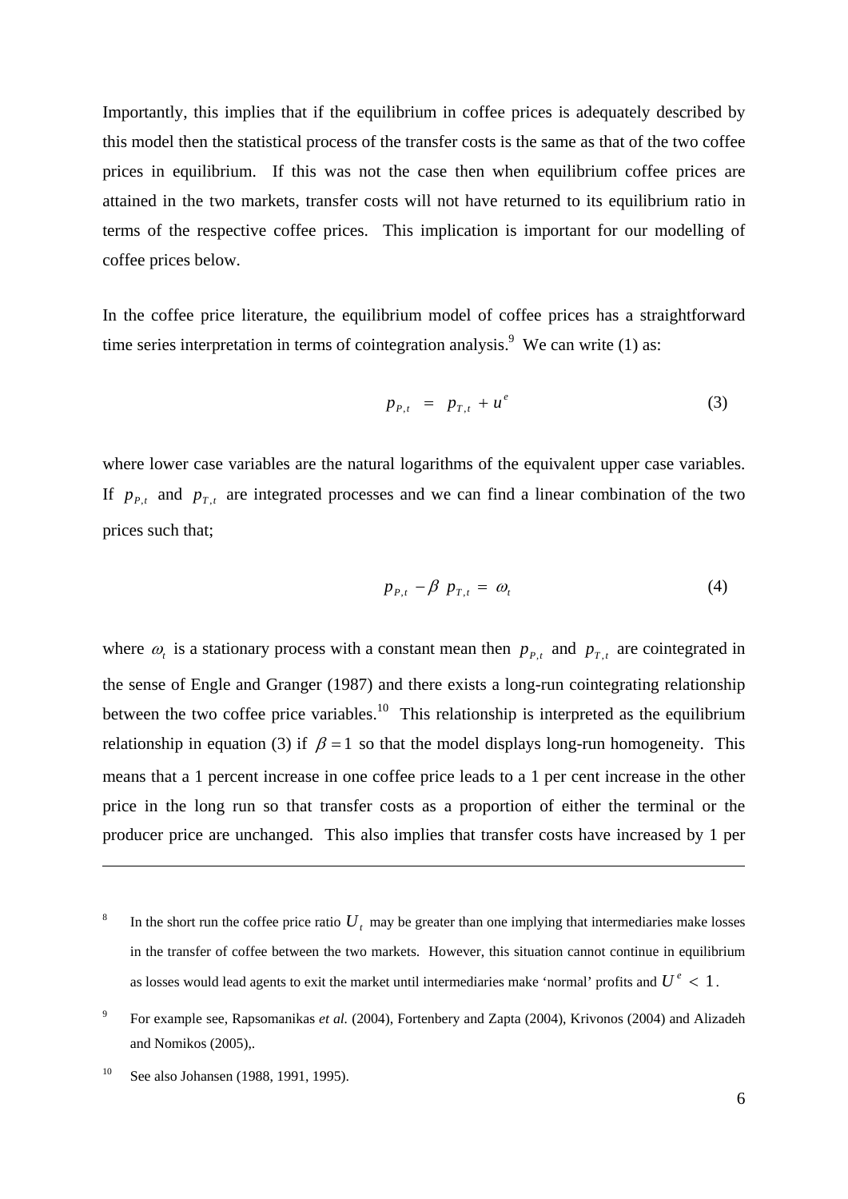Importantly, this implies that if the equilibrium in coffee prices is adequately described by this model then the statistical process of the transfer costs is the same as that of the two coffee prices in equilibrium. If this was not the case then when equilibrium coffee prices are attained in the two markets, transfer costs will not have returned to its equilibrium ratio in terms of the respective coffee prices. This implication is important for our modelling of coffee prices below.

In the coffee price literature, the equilibrium model of coffee prices has a straightforward time series interpretation in terms of cointegration analysis.[9] We can write (1) as:

$$p_{P,t} \;=\; p_{T,t} + u^{e} \tag{3}$$

where lower case variables are the natural logarithms of the equivalent upper case variables. If $p_{P,t}$ and $p_{T,t}$ are integrated processes and we can find a linear combination of the two prices such that;

$$p_{P,t} - \beta \; p_{T,t} = \omega_t \tag{4}$$

where $\omega_t$ is a stationary process with a constant mean then $p_{P,t}$ and $p_{T,t}$ are cointegrated in the sense of Engle and Granger (1987) and there exists a long-run cointegrating relationship between the two coffee price variables.[10] This relationship is interpreted as the equilibrium relationship in equation (3) if $\beta = 1$ so that the model displays long-run homogeneity. This means that a 1 percent increase in one coffee price leads to a 1 per cent increase in the other price in the long run so that transfer costs as a proportion of either the terminal or the producer price are unchanged. This also implies that transfer costs have increased by 1 per

---

[8] In the short run the coffee price ratio $U_t$ may be greater than one implying that intermediaries make losses in the transfer of coffee between the two markets. However, this situation cannot continue in equilibrium as losses would lead agents to exit the market until intermediaries make 'normal' profits and $U^e < 1$.

[9] For example see, Rapsomanikas *et al.* (2004), Fortenbery and Zapta (2004), Krivonos (2004) and Alizadeh and Nomikos (2005),.

[10] See also Johansen (1988, 1991, 1995).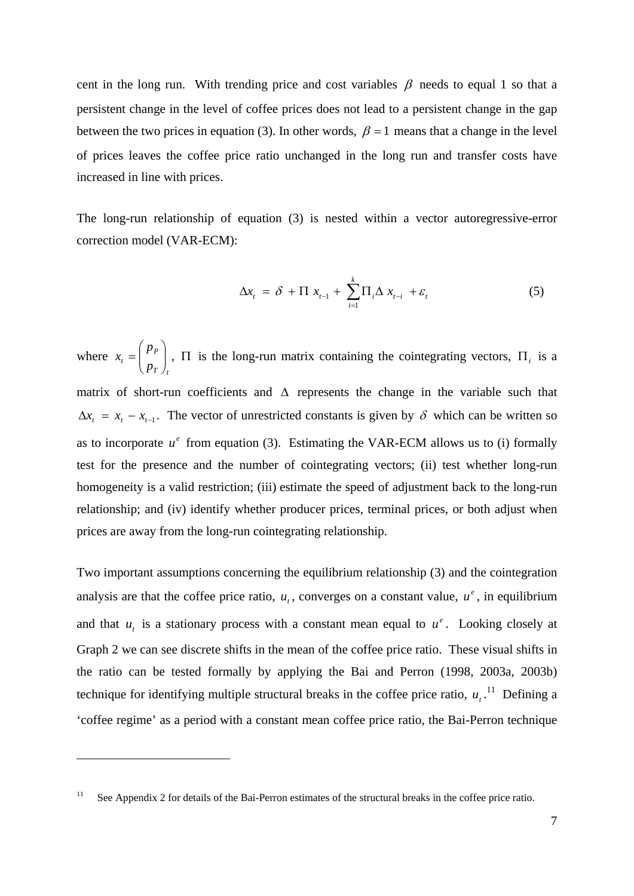cent in the long run. With trending price and cost variables $\beta$ needs to equal 1 so that a persistent change in the level of coffee prices does not lead to a persistent change in the gap between the two prices in equation (3). In other words, $\beta = 1$ means that a change in the level of prices leaves the coffee price ratio unchanged in the long run and transfer costs have increased in line with prices.

The long-run relationship of equation (3) is nested within a vector autoregressive-error correction model (VAR-ECM):

$$\Delta x_t = \delta + \Pi \, x_{t-1} + \sum_{i=1}^{k} \Pi_i \Delta \, x_{t-i} + \varepsilon_t \tag{5}$$

where $x_t = \begin{pmatrix} p_P \\ p_T \end{pmatrix}_t$, $\Pi$ is the long-run matrix containing the cointegrating vectors, $\Pi_i$ is a matrix of short-run coefficients and $\Delta$ represents the change in the variable such that $\Delta x_t = x_t - x_{t-1}$. The vector of unrestricted constants is given by $\delta$ which can be written so as to incorporate $u^e$ from equation (3). Estimating the VAR-ECM allows us to (i) formally test for the presence and the number of cointegrating vectors; (ii) test whether long-run homogeneity is a valid restriction; (iii) estimate the speed of adjustment back to the long-run relationship; and (iv) identify whether producer prices, terminal prices, or both adjust when prices are away from the long-run cointegrating relationship.

Two important assumptions concerning the equilibrium relationship (3) and the cointegration analysis are that the coffee price ratio, $u_t$, converges on a constant value, $u^e$, in equilibrium and that $u_t$ is a stationary process with a constant mean equal to $u^e$. Looking closely at Graph 2 we can see discrete shifts in the mean of the coffee price ratio. These visual shifts in the ratio can be tested formally by applying the Bai and Perron (1998, 2003a, 2003b) technique for identifying multiple structural breaks in the coffee price ratio, $u_t$.[11] Defining a 'coffee regime' as a period with a constant mean coffee price ratio, the Bai-Perron technique

---

[11] See Appendix 2 for details of the Bai-Perron estimates of the structural breaks in the coffee price ratio.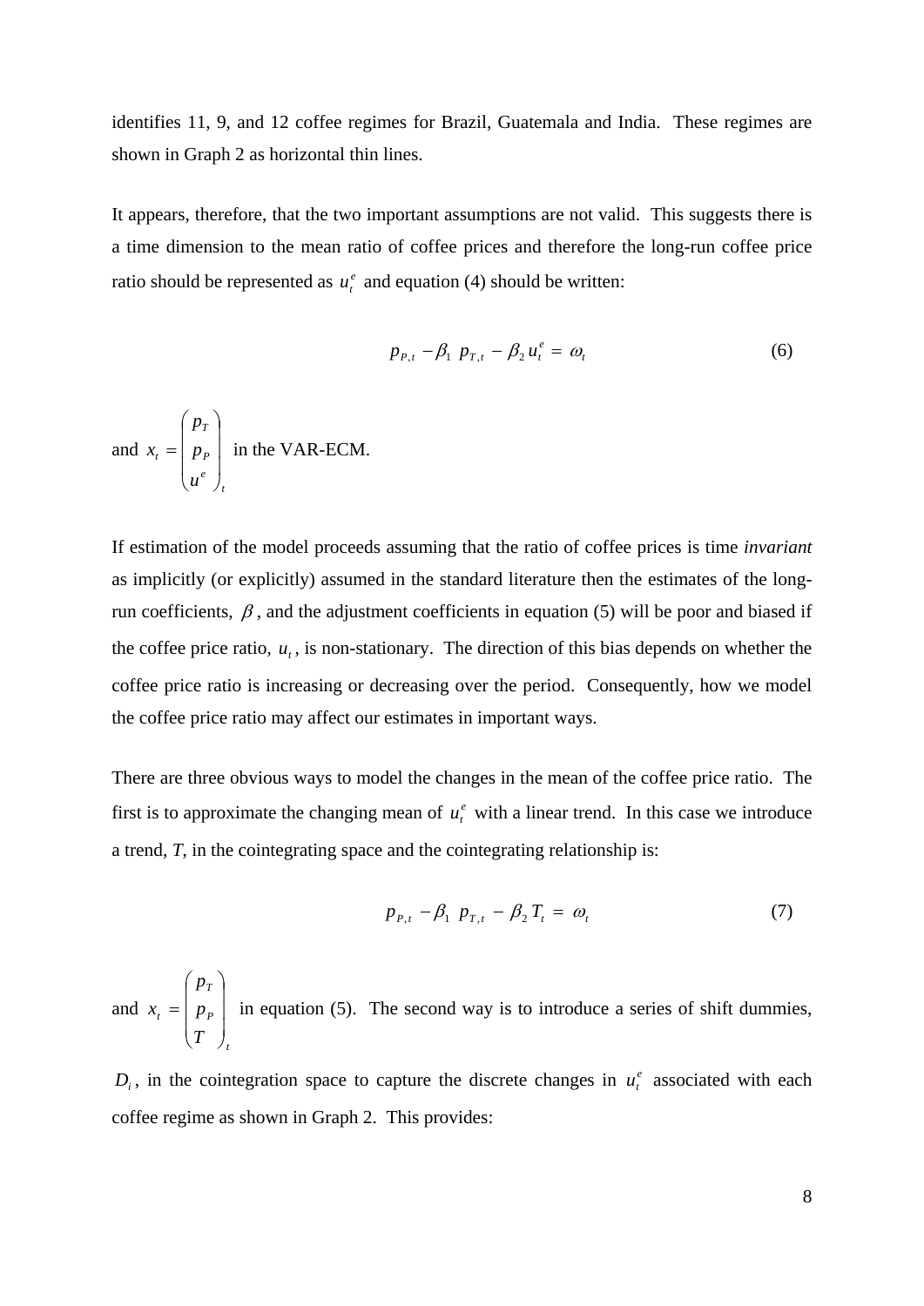identifies 11, 9, and 12 coffee regimes for Brazil, Guatemala and India. These regimes are shown in Graph 2 as horizontal thin lines.

It appears, therefore, that the two important assumptions are not valid. This suggests there is a time dimension to the mean ratio of coffee prices and therefore the long-run coffee price ratio should be represented as $u_t^e$ and equation (4) should be written:

$$p_{P,t} - \beta_1 \; p_{T,t} - \beta_2 \, u_t^e = \omega_t \tag{6}$$

and $x_t = \begin{pmatrix} p_T \\ p_P \\ u^e \end{pmatrix}_t$ in the VAR-ECM.

If estimation of the model proceeds assuming that the ratio of coffee prices is time *invariant* as implicitly (or explicitly) assumed in the standard literature then the estimates of the long-run coefficients, $\beta$, and the adjustment coefficients in equation (5) will be poor and biased if the coffee price ratio, $u_t$, is non-stationary. The direction of this bias depends on whether the coffee price ratio is increasing or decreasing over the period. Consequently, how we model the coffee price ratio may affect our estimates in important ways.

There are three obvious ways to model the changes in the mean of the coffee price ratio. The first is to approximate the changing mean of $u_t^e$ with a linear trend. In this case we introduce a trend, *T*, in the cointegrating space and the cointegrating relationship is:

$$p_{P,t} - \beta_1 \; p_{T,t} - \beta_2 \, T_t = \omega_t \tag{7}$$

and $x_t = \begin{pmatrix} p_T \\ p_P \\ T \end{pmatrix}_t$ in equation (5). The second way is to introduce a series of shift dummies, $D_i$, in the cointegration space to capture the discrete changes in $u_t^e$ associated with each coffee regime as shown in Graph 2. This provides: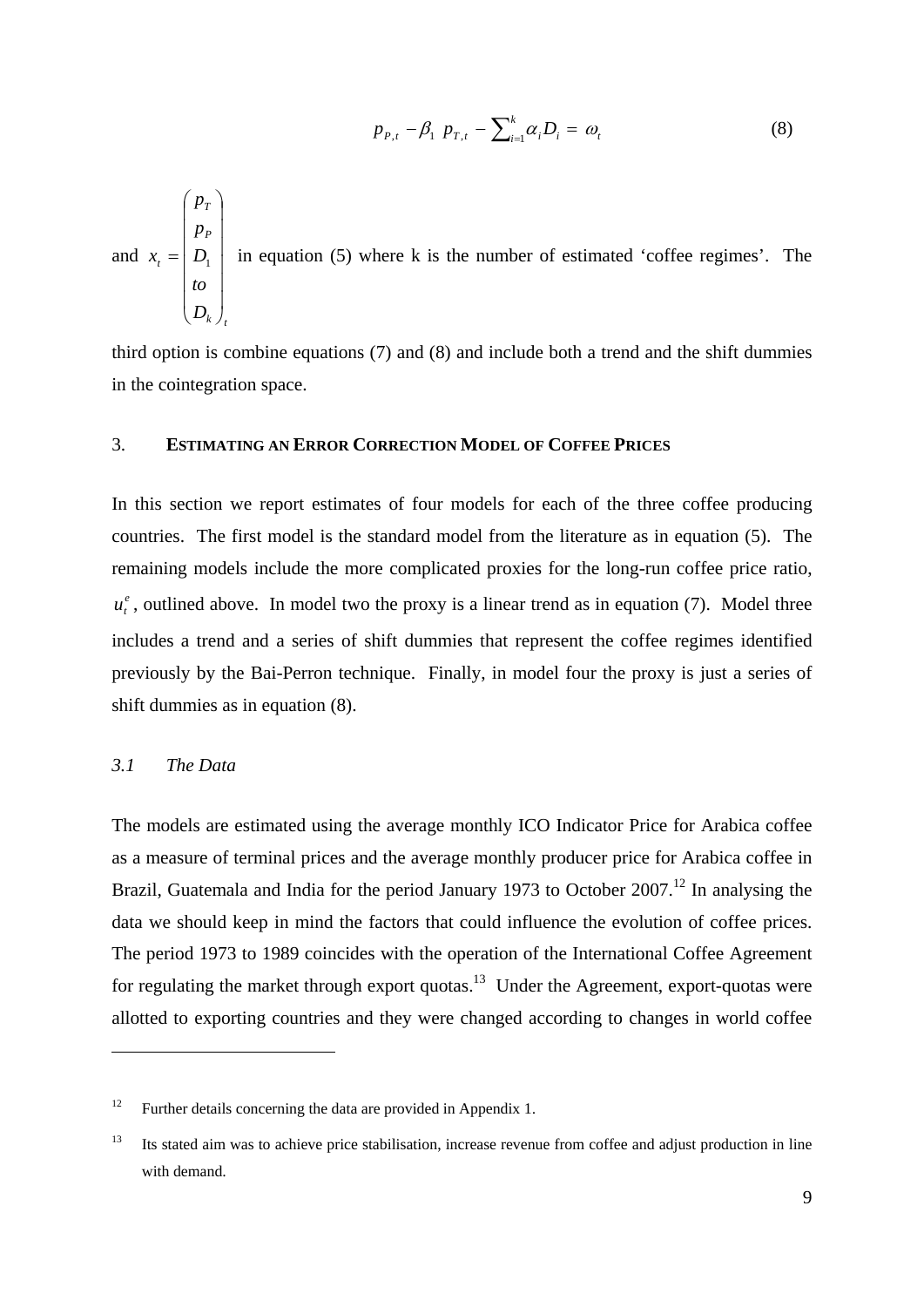$$p_{P,t} - \beta_1 \; p_{T,t} - \sum_{i=1}^{k} \alpha_i D_i = \omega_t \tag{8}$$

and $x_t = \begin{pmatrix} p_T \\ p_P \\ D_1 \\ to \\ D_k \end{pmatrix}_t$ in equation (5) where k is the number of estimated 'coffee regimes'. The third option is combine equations (7) and (8) and include both a trend and the shift dummies in the cointegration space.

## 3. Estimating an Error Correction Model of Coffee Prices

In this section we report estimates of four models for each of the three coffee producing countries. The first model is the standard model from the literature as in equation (5). The remaining models include the more complicated proxies for the long-run coffee price ratio, $u_t^e$, outlined above. In model two the proxy is a linear trend as in equation (7). Model three includes a trend and a series of shift dummies that represent the coffee regimes identified previously by the Bai-Perron technique. Finally, in model four the proxy is just a series of shift dummies as in equation (8).

### *3.1 The Data*

The models are estimated using the average monthly ICO Indicator Price for Arabica coffee as a measure of terminal prices and the average monthly producer price for Arabica coffee in Brazil, Guatemala and India for the period January 1973 to October 2007.[12] In analysing the data we should keep in mind the factors that could influence the evolution of coffee prices. The period 1973 to 1989 coincides with the operation of the International Coffee Agreement for regulating the market through export quotas.[13] Under the Agreement, export-quotas were allotted to exporting countries and they were changed according to changes in world coffee

---

[12] Further details concerning the data are provided in Appendix 1.

[13] Its stated aim was to achieve price stabilisation, increase revenue from coffee and adjust production in line with demand.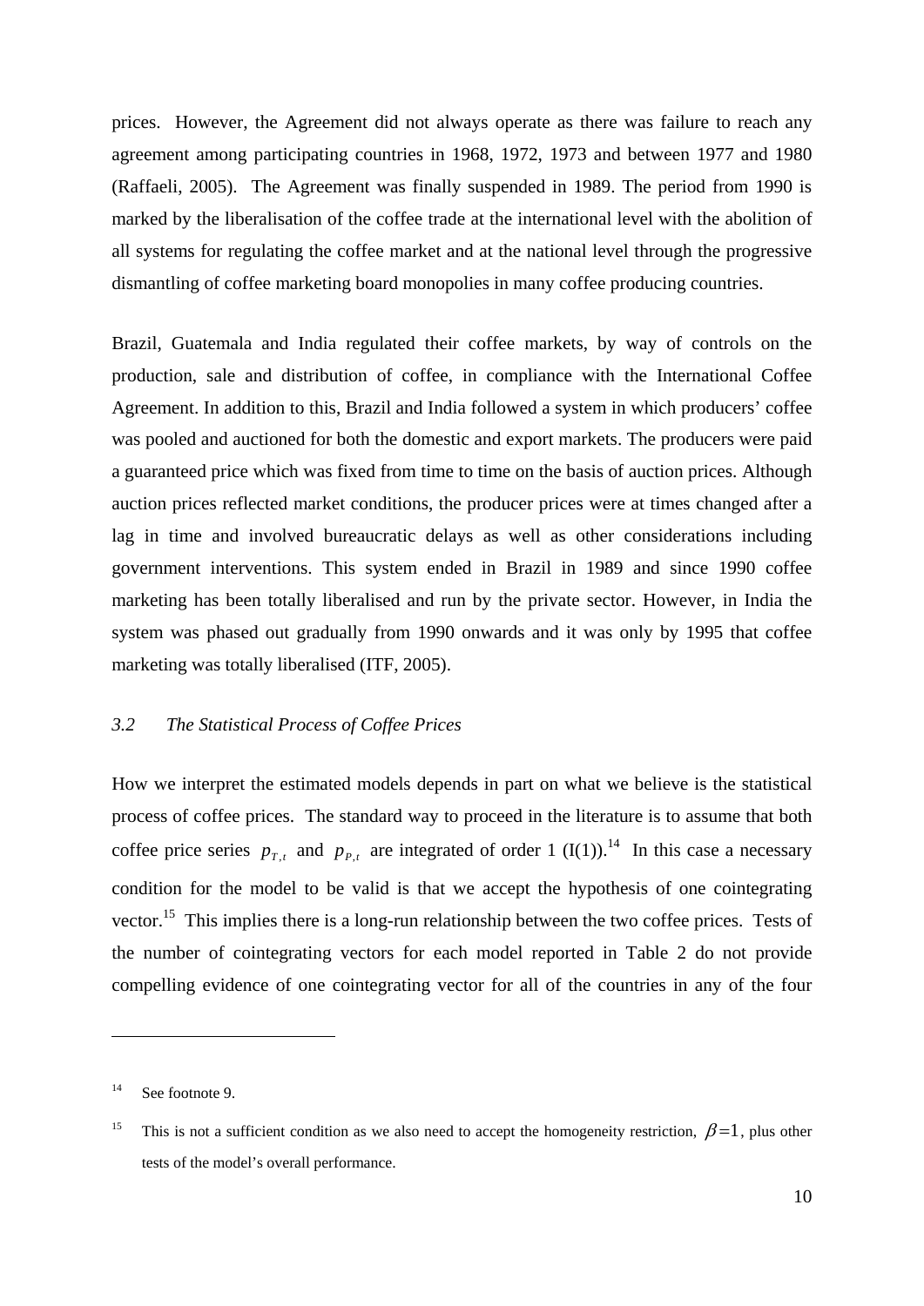prices. However, the Agreement did not always operate as there was failure to reach any agreement among participating countries in 1968, 1972, 1973 and between 1977 and 1980 (Raffaeli, 2005). The Agreement was finally suspended in 1989. The period from 1990 is marked by the liberalisation of the coffee trade at the international level with the abolition of all systems for regulating the coffee market and at the national level through the progressive dismantling of coffee marketing board monopolies in many coffee producing countries.

Brazil, Guatemala and India regulated their coffee markets, by way of controls on the production, sale and distribution of coffee, in compliance with the International Coffee Agreement. In addition to this, Brazil and India followed a system in which producers' coffee was pooled and auctioned for both the domestic and export markets. The producers were paid a guaranteed price which was fixed from time to time on the basis of auction prices. Although auction prices reflected market conditions, the producer prices were at times changed after a lag in time and involved bureaucratic delays as well as other considerations including government interventions. This system ended in Brazil in 1989 and since 1990 coffee marketing has been totally liberalised and run by the private sector. However, in India the system was phased out gradually from 1990 onwards and it was only by 1995 that coffee marketing was totally liberalised (ITF, 2005).

### *3.2 The Statistical Process of Coffee Prices*

How we interpret the estimated models depends in part on what we believe is the statistical process of coffee prices. The standard way to proceed in the literature is to assume that both coffee price series $p_{T,t}$ and $p_{P,t}$ are integrated of order 1 (I(1)).[14] In this case a necessary condition for the model to be valid is that we accept the hypothesis of one cointegrating vector.[15] This implies there is a long-run relationship between the two coffee prices. Tests of the number of cointegrating vectors for each model reported in Table 2 do not provide compelling evidence of one cointegrating vector for all of the countries in any of the four

---

[14] See footnote 9.

[15] This is not a sufficient condition as we also need to accept the homogeneity restriction, $\beta = 1$, plus other tests of the model's overall performance.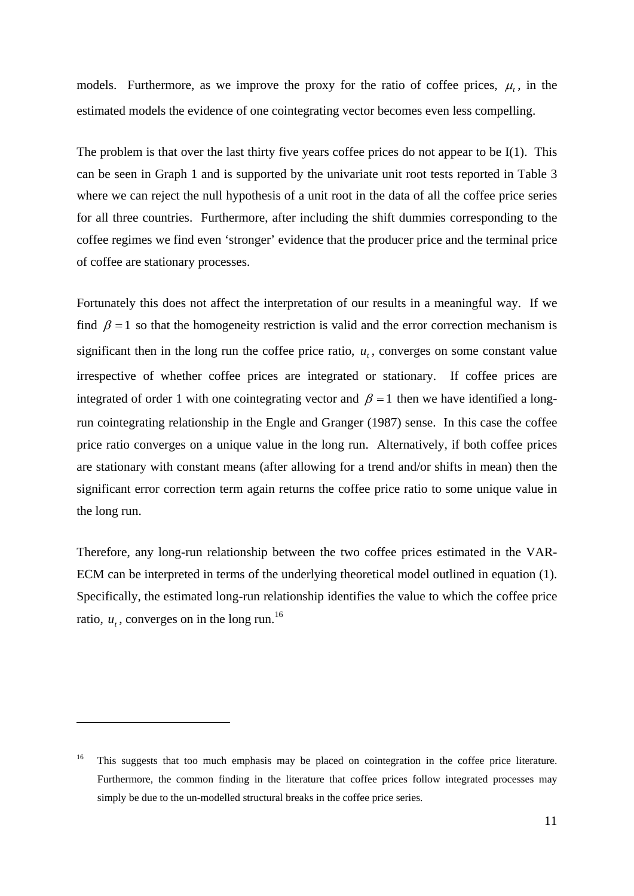models. Furthermore, as we improve the proxy for the ratio of coffee prices, $\mu_t$, in the estimated models the evidence of one cointegrating vector becomes even less compelling.

The problem is that over the last thirty five years coffee prices do not appear to be I(1). This can be seen in Graph 1 and is supported by the univariate unit root tests reported in Table 3 where we can reject the null hypothesis of a unit root in the data of all the coffee price series for all three countries. Furthermore, after including the shift dummies corresponding to the coffee regimes we find even 'stronger' evidence that the producer price and the terminal price of coffee are stationary processes.

Fortunately this does not affect the interpretation of our results in a meaningful way. If we find $\beta = 1$ so that the homogeneity restriction is valid and the error correction mechanism is significant then in the long run the coffee price ratio, $u_t$, converges on some constant value irrespective of whether coffee prices are integrated or stationary. If coffee prices are integrated of order 1 with one cointegrating vector and $\beta = 1$ then we have identified a long-run cointegrating relationship in the Engle and Granger (1987) sense. In this case the coffee price ratio converges on a unique value in the long run. Alternatively, if both coffee prices are stationary with constant means (after allowing for a trend and/or shifts in mean) then the significant error correction term again returns the coffee price ratio to some unique value in the long run.

Therefore, any long-run relationship between the two coffee prices estimated in the VAR-ECM can be interpreted in terms of the underlying theoretical model outlined in equation (1). Specifically, the estimated long-run relationship identifies the value to which the coffee price ratio, $u_t$, converges on in the long run.[16]

---

[16] This suggests that too much emphasis may be placed on cointegration in the coffee price literature. Furthermore, the common finding in the literature that coffee prices follow integrated processes may simply be due to the un-modelled structural breaks in the coffee price series.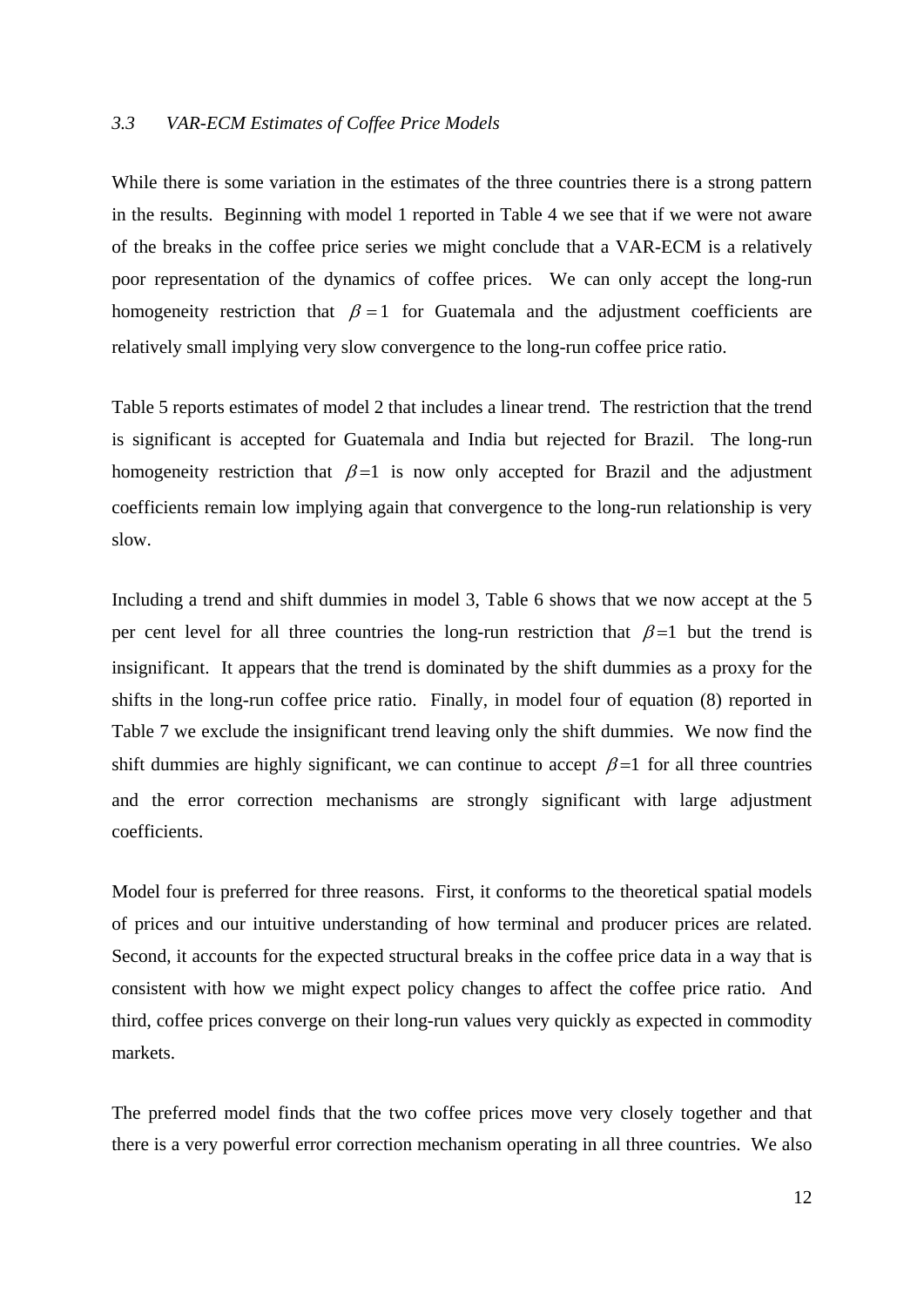### *3.3 VAR-ECM Estimates of Coffee Price Models*

While there is some variation in the estimates of the three countries there is a strong pattern in the results. Beginning with model 1 reported in Table 4 we see that if we were not aware of the breaks in the coffee price series we might conclude that a VAR-ECM is a relatively poor representation of the dynamics of coffee prices. We can only accept the long-run homogeneity restriction that $\beta = 1$ for Guatemala and the adjustment coefficients are relatively small implying very slow convergence to the long-run coffee price ratio.

Table 5 reports estimates of model 2 that includes a linear trend. The restriction that the trend is significant is accepted for Guatemala and India but rejected for Brazil. The long-run homogeneity restriction that $\beta=1$ is now only accepted for Brazil and the adjustment coefficients remain low implying again that convergence to the long-run relationship is very slow.

Including a trend and shift dummies in model 3, Table 6 shows that we now accept at the 5 per cent level for all three countries the long-run restriction that $\beta=1$ but the trend is insignificant. It appears that the trend is dominated by the shift dummies as a proxy for the shifts in the long-run coffee price ratio. Finally, in model four of equation (8) reported in Table 7 we exclude the insignificant trend leaving only the shift dummies. We now find the shift dummies are highly significant, we can continue to accept $\beta=1$ for all three countries and the error correction mechanisms are strongly significant with large adjustment coefficients.

Model four is preferred for three reasons. First, it conforms to the theoretical spatial models of prices and our intuitive understanding of how terminal and producer prices are related. Second, it accounts for the expected structural breaks in the coffee price data in a way that is consistent with how we might expect policy changes to affect the coffee price ratio. And third, coffee prices converge on their long-run values very quickly as expected in commodity markets.

The preferred model finds that the two coffee prices move very closely together and that there is a very powerful error correction mechanism operating in all three countries. We also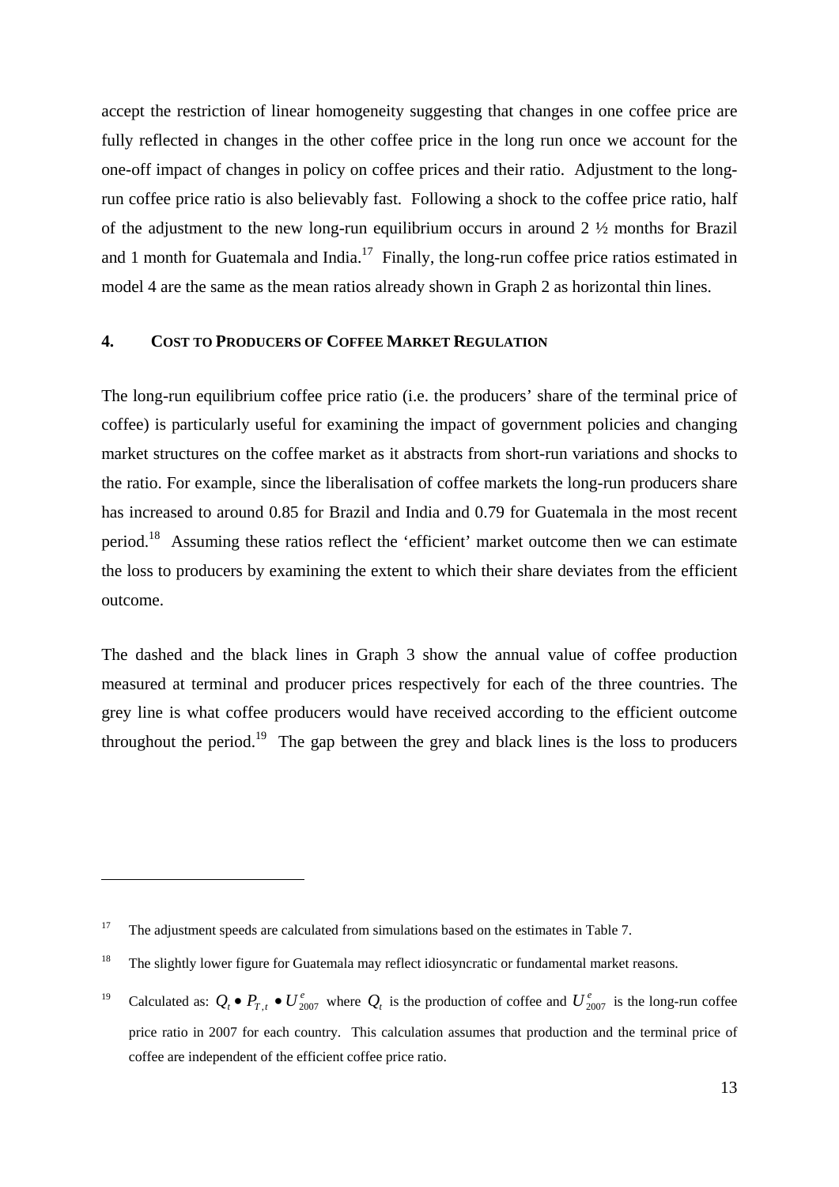accept the restriction of linear homogeneity suggesting that changes in one coffee price are fully reflected in changes in the other coffee price in the long run once we account for the one-off impact of changes in policy on coffee prices and their ratio. Adjustment to the long-run coffee price ratio is also believably fast. Following a shock to the coffee price ratio, half of the adjustment to the new long-run equilibrium occurs in around 2 ½ months for Brazil and 1 month for Guatemala and India.[17] Finally, the long-run coffee price ratios estimated in model 4 are the same as the mean ratios already shown in Graph 2 as horizontal thin lines.

## 4. COST TO PRODUCERS OF COFFEE MARKET REGULATION

The long-run equilibrium coffee price ratio (i.e. the producers' share of the terminal price of coffee) is particularly useful for examining the impact of government policies and changing market structures on the coffee market as it abstracts from short-run variations and shocks to the ratio. For example, since the liberalisation of coffee markets the long-run producers share has increased to around 0.85 for Brazil and India and 0.79 for Guatemala in the most recent period.[18] Assuming these ratios reflect the 'efficient' market outcome then we can estimate the loss to producers by examining the extent to which their share deviates from the efficient outcome.

The dashed and the black lines in Graph 3 show the annual value of coffee production measured at terminal and producer prices respectively for each of the three countries. The grey line is what coffee producers would have received according to the efficient outcome throughout the period.[19] The gap between the grey and black lines is the loss to producers

---

[17] The adjustment speeds are calculated from simulations based on the estimates in Table 7.

[18] The slightly lower figure for Guatemala may reflect idiosyncratic or fundamental market reasons.

[19] Calculated as: $Q_t \bullet P_{T,t} \bullet U^e_{2007}$ where $Q_t$ is the production of coffee and $U^e_{2007}$ is the long-run coffee price ratio in 2007 for each country. This calculation assumes that production and the terminal price of coffee are independent of the efficient coffee price ratio.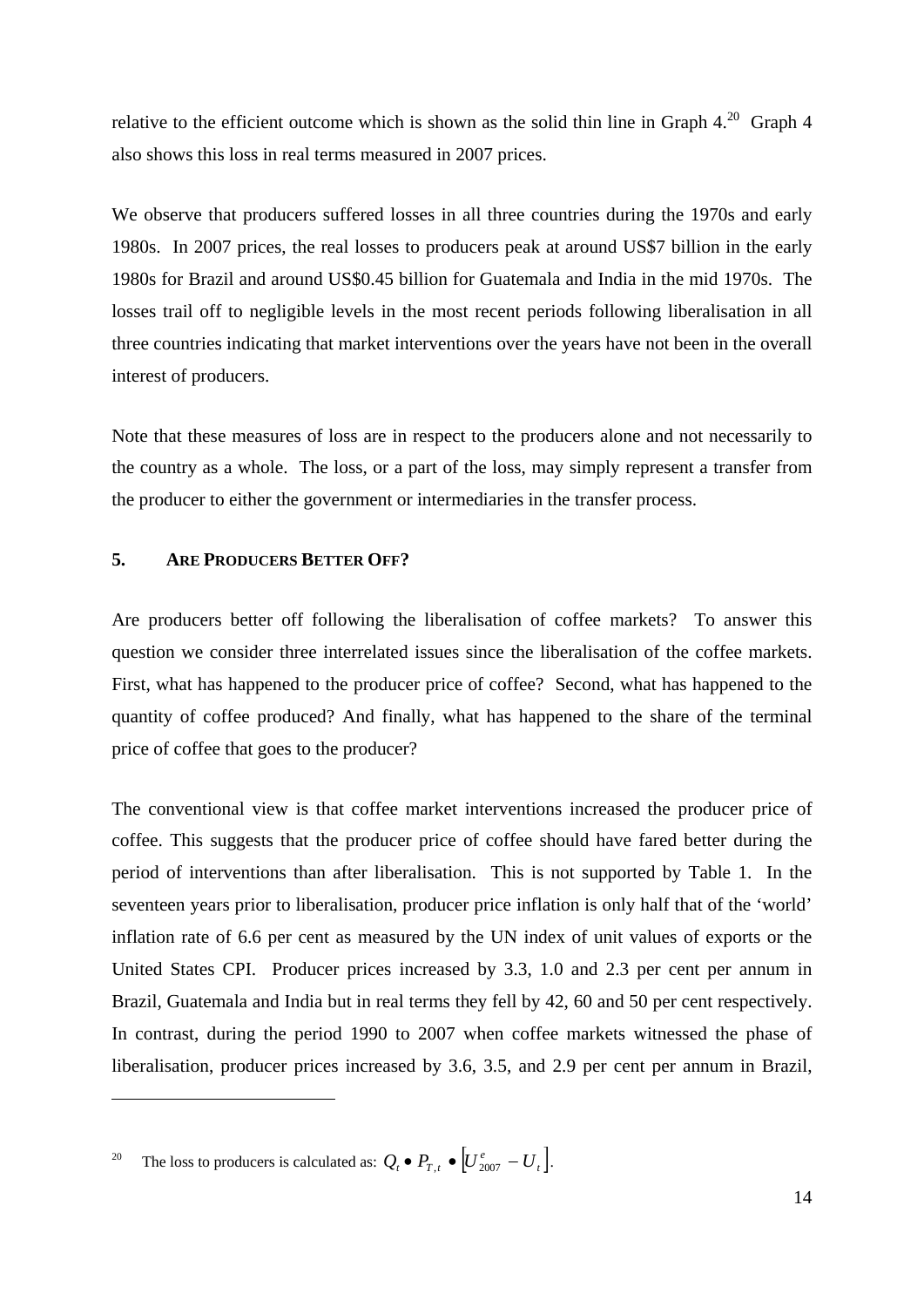relative to the efficient outcome which is shown as the solid thin line in Graph 4.[20] Graph 4 also shows this loss in real terms measured in 2007 prices.

We observe that producers suffered losses in all three countries during the 1970s and early 1980s. In 2007 prices, the real losses to producers peak at around US$7 billion in the early 1980s for Brazil and around US$0.45 billion for Guatemala and India in the mid 1970s. The losses trail off to negligible levels in the most recent periods following liberalisation in all three countries indicating that market interventions over the years have not been in the overall interest of producers.

Note that these measures of loss are in respect to the producers alone and not necessarily to the country as a whole. The loss, or a part of the loss, may simply represent a transfer from the producer to either the government or intermediaries in the transfer process.

## 5. Are Producers Better Off?

Are producers better off following the liberalisation of coffee markets? To answer this question we consider three interrelated issues since the liberalisation of the coffee markets. First, what has happened to the producer price of coffee? Second, what has happened to the quantity of coffee produced? And finally, what has happened to the share of the terminal price of coffee that goes to the producer?

The conventional view is that coffee market interventions increased the producer price of coffee. This suggests that the producer price of coffee should have fared better during the period of interventions than after liberalisation. This is not supported by Table 1. In the seventeen years prior to liberalisation, producer price inflation is only half that of the 'world' inflation rate of 6.6 per cent as measured by the UN index of unit values of exports or the United States CPI. Producer prices increased by 3.3, 1.0 and 2.3 per cent per annum in Brazil, Guatemala and India but in real terms they fell by 42, 60 and 50 per cent respectively. In contrast, during the period 1990 to 2007 when coffee markets witnessed the phase of liberalisation, producer prices increased by 3.6, 3.5, and 2.9 per cent per annum in Brazil,

---

[20] The loss to producers is calculated as: $Q_t \bullet P_{T,t} \bullet \left[U^{e}_{2007} - U_t\right]$.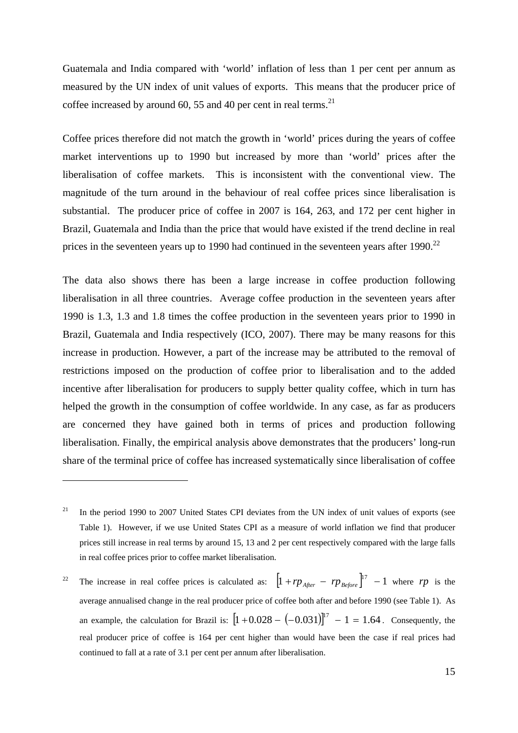Guatemala and India compared with 'world' inflation of less than 1 per cent per annum as measured by the UN index of unit values of exports. This means that the producer price of coffee increased by around 60, 55 and 40 per cent in real terms.[21]

Coffee prices therefore did not match the growth in 'world' prices during the years of coffee market interventions up to 1990 but increased by more than 'world' prices after the liberalisation of coffee markets. This is inconsistent with the conventional view. The magnitude of the turn around in the behaviour of real coffee prices since liberalisation is substantial. The producer price of coffee in 2007 is 164, 263, and 172 per cent higher in Brazil, Guatemala and India than the price that would have existed if the trend decline in real prices in the seventeen years up to 1990 had continued in the seventeen years after 1990.[22]

The data also shows there has been a large increase in coffee production following liberalisation in all three countries. Average coffee production in the seventeen years after 1990 is 1.3, 1.3 and 1.8 times the coffee production in the seventeen years prior to 1990 in Brazil, Guatemala and India respectively (ICO, 2007). There may be many reasons for this increase in production. However, a part of the increase may be attributed to the removal of restrictions imposed on the production of coffee prior to liberalisation and to the added incentive after liberalisation for producers to supply better quality coffee, which in turn has helped the growth in the consumption of coffee worldwide. In any case, as far as producers are concerned they have gained both in terms of prices and production following liberalisation. Finally, the empirical analysis above demonstrates that the producers' long-run share of the terminal price of coffee has increased systematically since liberalisation of coffee

---

[21] In the period 1990 to 2007 United States CPI deviates from the UN index of unit values of exports (see Table 1). However, if we use United States CPI as a measure of world inflation we find that producer prices still increase in real terms by around 15, 13 and 2 per cent respectively compared with the large falls in real coffee prices prior to coffee market liberalisation.

[22] The increase in real coffee prices is calculated as: $\left[1 + rp_{After} - rp_{Before}\right]^{17} - 1$ where $rp$ is the average annualised change in the real producer price of coffee both after and before 1990 (see Table 1). As an example, the calculation for Brazil is: $\left[1 + 0.028 - (-0.031)\right]^{17} - 1 = 1.64$. Consequently, the real producer price of coffee is 164 per cent higher than would have been the case if real prices had continued to fall at a rate of 3.1 per cent per annum after liberalisation.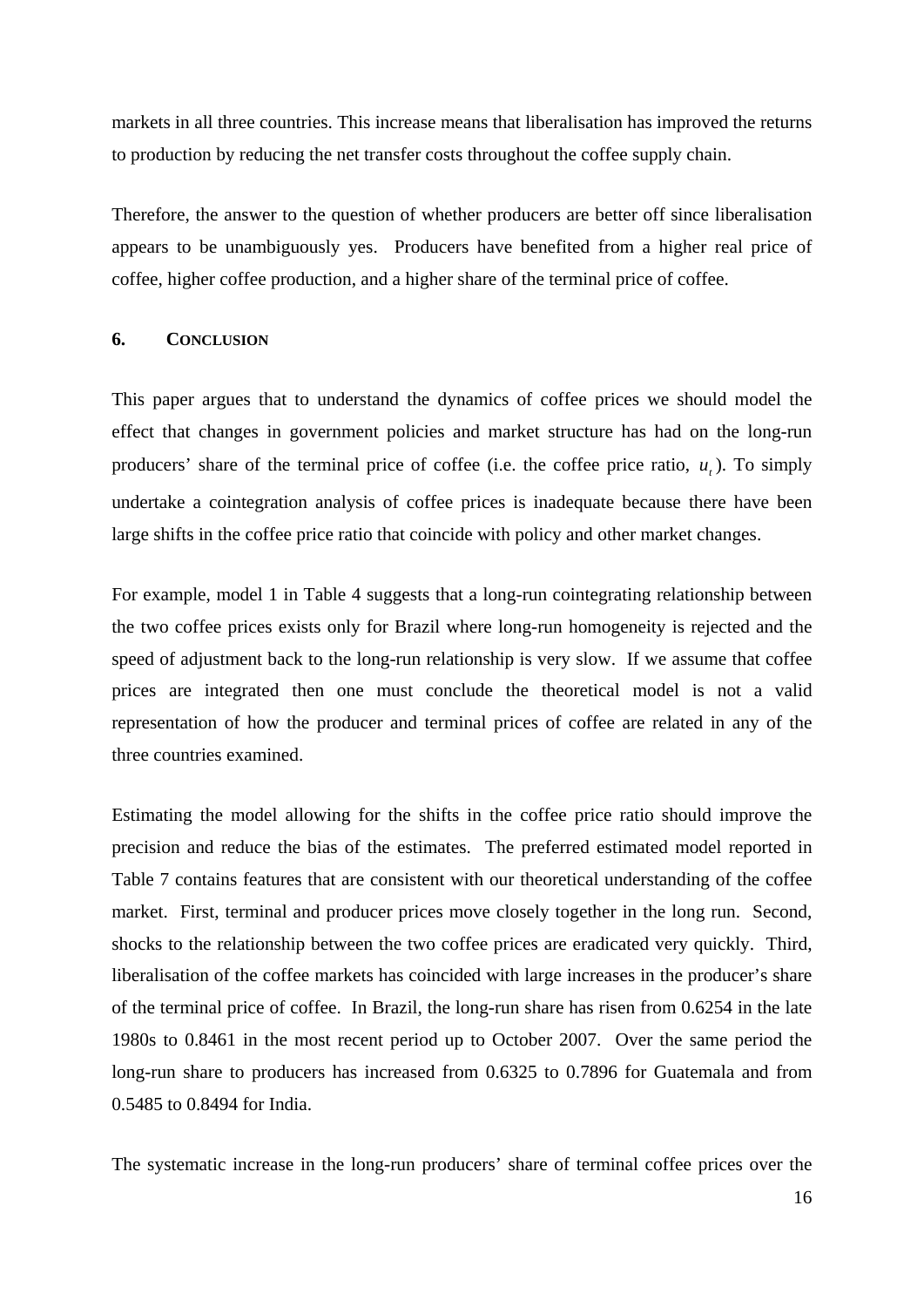markets in all three countries. This increase means that liberalisation has improved the returns to production by reducing the net transfer costs throughout the coffee supply chain.

Therefore, the answer to the question of whether producers are better off since liberalisation appears to be unambiguously yes. Producers have benefited from a higher real price of coffee, higher coffee production, and a higher share of the terminal price of coffee.

## 6. CONCLUSION

This paper argues that to understand the dynamics of coffee prices we should model the effect that changes in government policies and market structure has had on the long-run producers' share of the terminal price of coffee (i.e. the coffee price ratio, $u_t$). To simply undertake a cointegration analysis of coffee prices is inadequate because there have been large shifts in the coffee price ratio that coincide with policy and other market changes.

For example, model 1 in Table 4 suggests that a long-run cointegrating relationship between the two coffee prices exists only for Brazil where long-run homogeneity is rejected and the speed of adjustment back to the long-run relationship is very slow. If we assume that coffee prices are integrated then one must conclude the theoretical model is not a valid representation of how the producer and terminal prices of coffee are related in any of the three countries examined.

Estimating the model allowing for the shifts in the coffee price ratio should improve the precision and reduce the bias of the estimates. The preferred estimated model reported in Table 7 contains features that are consistent with our theoretical understanding of the coffee market. First, terminal and producer prices move closely together in the long run. Second, shocks to the relationship between the two coffee prices are eradicated very quickly. Third, liberalisation of the coffee markets has coincided with large increases in the producer's share of the terminal price of coffee. In Brazil, the long-run share has risen from 0.6254 in the late 1980s to 0.8461 in the most recent period up to October 2007. Over the same period the long-run share to producers has increased from 0.6325 to 0.7896 for Guatemala and from 0.5485 to 0.8494 for India.

The systematic increase in the long-run producers' share of terminal coffee prices over the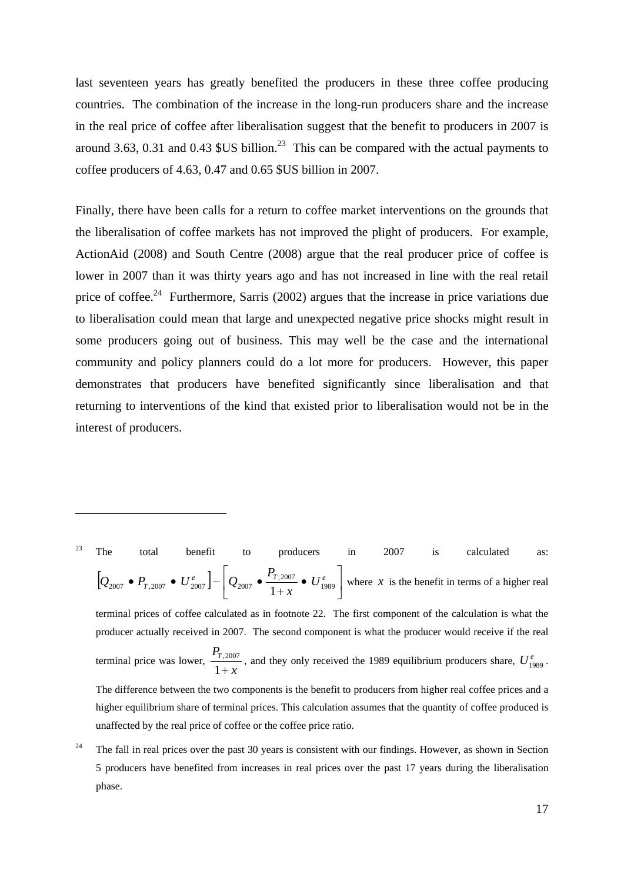last seventeen years has greatly benefited the producers in these three coffee producing countries. The combination of the increase in the long-run producers share and the increase in the real price of coffee after liberalisation suggest that the benefit to producers in 2007 is around 3.63, 0.31 and 0.43 $US billion.[23] This can be compared with the actual payments to coffee producers of 4.63, 0.47 and 0.65 $US billion in 2007.

Finally, there have been calls for a return to coffee market interventions on the grounds that the liberalisation of coffee markets has not improved the plight of producers. For example, ActionAid (2008) and South Centre (2008) argue that the real producer price of coffee is lower in 2007 than it was thirty years ago and has not increased in line with the real retail price of coffee.[24] Furthermore, Sarris (2002) argues that the increase in price variations due to liberalisation could mean that large and unexpected negative price shocks might result in some producers going out of business. This may well be the case and the international community and policy planners could do a lot more for producers. However, this paper demonstrates that producers have benefited significantly since liberalisation and that returning to interventions of the kind that existed prior to liberalisation would not be in the interest of producers.

---

[23] The total benefit to producers in 2007 is calculated as: $\left[Q_{2007} \bullet P_{T,2007} \bullet U^{e}_{2007}\right] - \left[Q_{2007} \bullet \frac{P_{T,2007}}{1+x} \bullet U^{e}_{1989}\right]$ where $x$ is the benefit in terms of a higher real terminal prices of coffee calculated as in footnote 22. The first component of the calculation is what the producer actually received in 2007. The second component is what the producer would receive if the real terminal price was lower, $\frac{P_{T,2007}}{1+x}$, and they only received the 1989 equilibrium producers share, $U^{e}_{1989}$. The difference between the two components is the benefit to producers from higher real coffee prices and a higher equilibrium share of terminal prices. This calculation assumes that the quantity of coffee produced is unaffected by the real price of coffee or the coffee price ratio.

[24] The fall in real prices over the past 30 years is consistent with our findings. However, as shown in Section 5 producers have benefited from increases in real prices over the past 17 years during the liberalisation phase.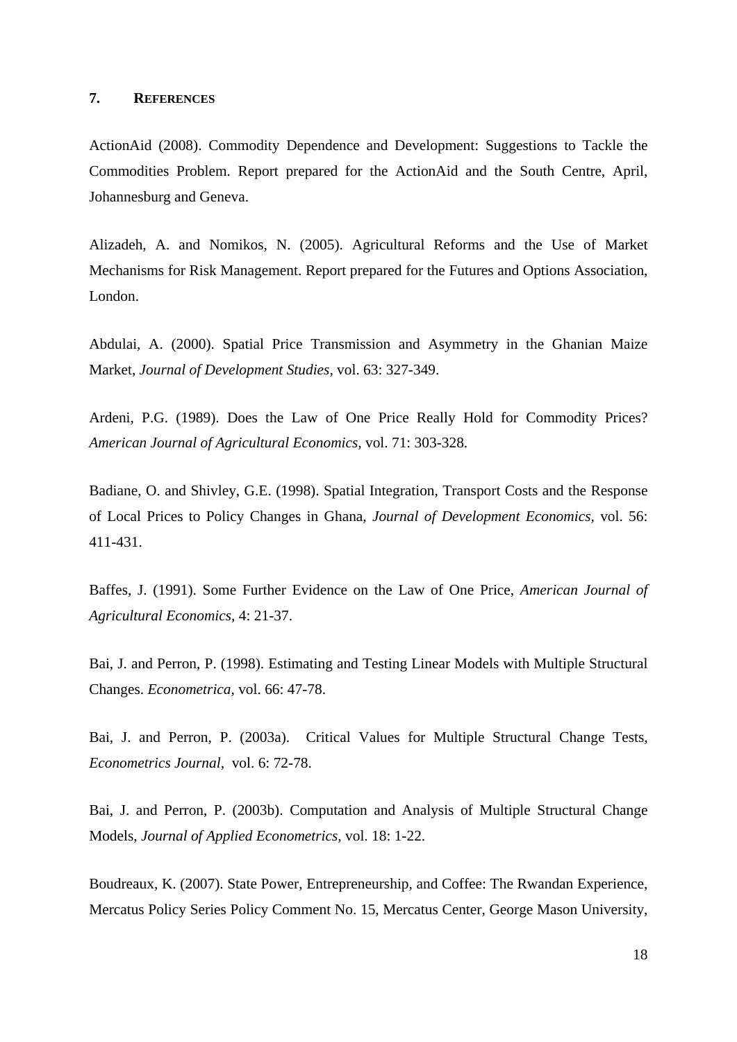## 7. REFERENCES

ActionAid (2008). Commodity Dependence and Development: Suggestions to Tackle the Commodities Problem. Report prepared for the ActionAid and the South Centre, April, Johannesburg and Geneva.

Alizadeh, A. and Nomikos, N. (2005). Agricultural Reforms and the Use of Market Mechanisms for Risk Management. Report prepared for the Futures and Options Association, London.

Abdulai, A. (2000). Spatial Price Transmission and Asymmetry in the Ghanian Maize Market, *Journal of Development Studies*, vol. 63: 327-349.

Ardeni, P.G. (1989). Does the Law of One Price Really Hold for Commodity Prices? *American Journal of Agricultural Economics*, vol. 71: 303-328.

Badiane, O. and Shivley, G.E. (1998). Spatial Integration, Transport Costs and the Response of Local Prices to Policy Changes in Ghana, *Journal of Development Economics*, vol. 56: 411-431.

Baffes, J. (1991). Some Further Evidence on the Law of One Price, *American Journal of Agricultural Economics*, 4: 21-37.

Bai, J. and Perron, P. (1998). Estimating and Testing Linear Models with Multiple Structural Changes. *Econometrica*, vol. 66: 47-78.

Bai, J. and Perron, P. (2003a). Critical Values for Multiple Structural Change Tests, *Econometrics Journal*, vol. 6: 72-78.

Bai, J. and Perron, P. (2003b). Computation and Analysis of Multiple Structural Change Models, *Journal of Applied Econometrics*, vol. 18: 1-22.

Boudreaux, K. (2007). State Power, Entrepreneurship, and Coffee: The Rwandan Experience, Mercatus Policy Series Policy Comment No. 15, Mercatus Center, George Mason University,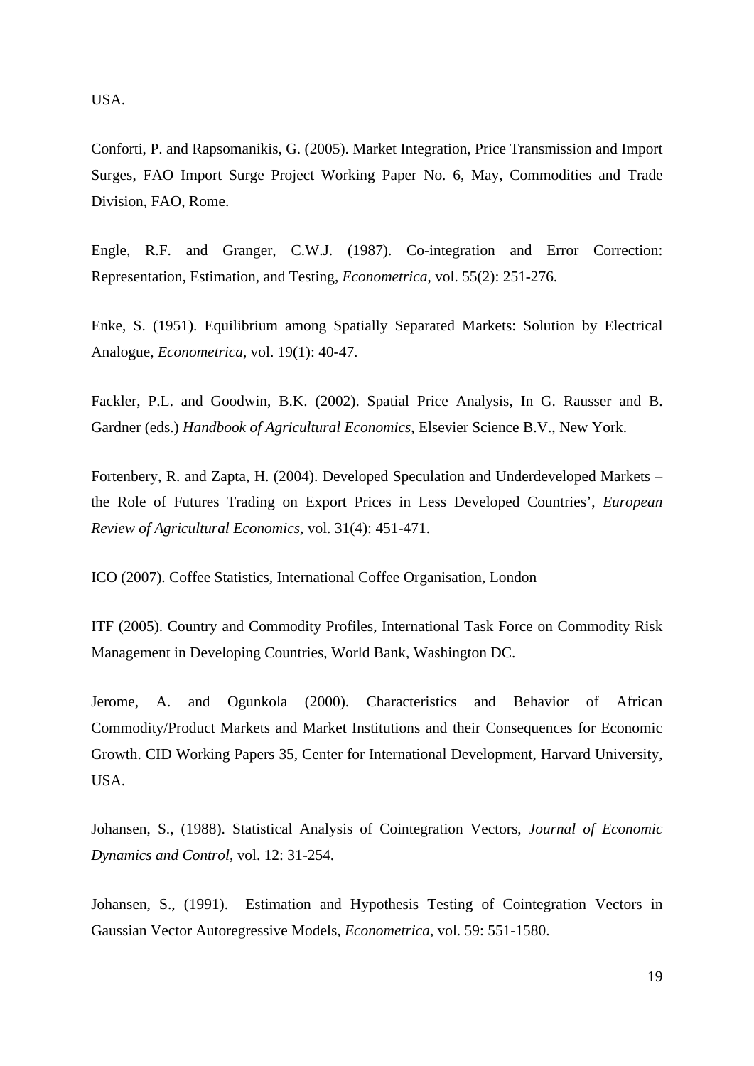USA.

Conforti, P. and Rapsomanikis, G. (2005). Market Integration, Price Transmission and Import Surges, FAO Import Surge Project Working Paper No. 6, May, Commodities and Trade Division, FAO, Rome.

Engle, R.F. and Granger, C.W.J. (1987). Co-integration and Error Correction: Representation, Estimation, and Testing, *Econometrica*, vol. 55(2): 251-276.

Enke, S. (1951). Equilibrium among Spatially Separated Markets: Solution by Electrical Analogue, *Econometrica*, vol. 19(1): 40-47.

Fackler, P.L. and Goodwin, B.K. (2002). Spatial Price Analysis, In G. Rausser and B. Gardner (eds.) *Handbook of Agricultural Economics*, Elsevier Science B.V., New York.

Fortenbery, R. and Zapta, H. (2004). Developed Speculation and Underdeveloped Markets – the Role of Futures Trading on Export Prices in Less Developed Countries', *European Review of Agricultural Economics*, vol. 31(4): 451-471.

ICO (2007). Coffee Statistics, International Coffee Organisation, London

ITF (2005). Country and Commodity Profiles, International Task Force on Commodity Risk Management in Developing Countries, World Bank, Washington DC.

Jerome, A. and Ogunkola (2000). Characteristics and Behavior of African Commodity/Product Markets and Market Institutions and their Consequences for Economic Growth. CID Working Papers 35, Center for International Development, Harvard University, USA.

Johansen, S., (1988). Statistical Analysis of Cointegration Vectors, *Journal of Economic Dynamics and Control*, vol. 12: 31-254.

Johansen, S., (1991). Estimation and Hypothesis Testing of Cointegration Vectors in Gaussian Vector Autoregressive Models, *Econometrica*, vol. 59: 551-1580.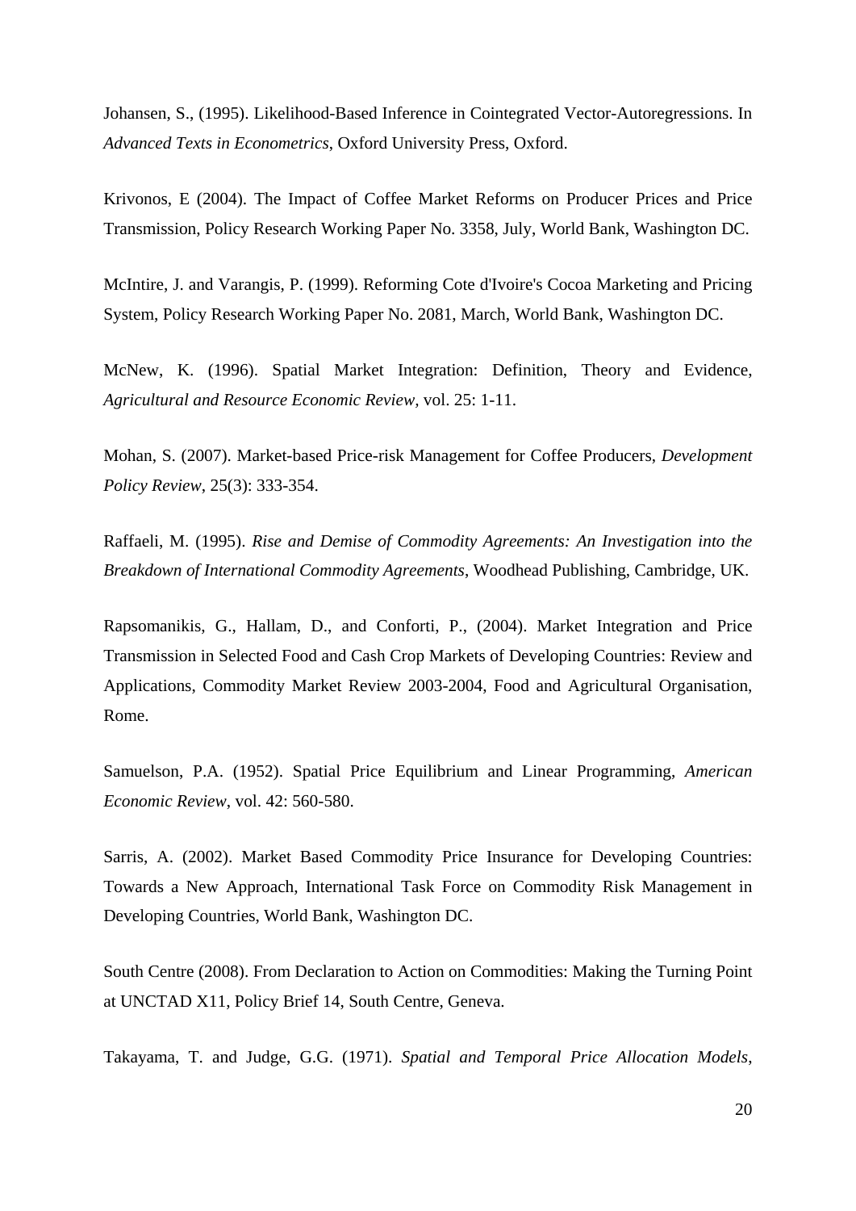Johansen, S., (1995). Likelihood-Based Inference in Cointegrated Vector-Autoregressions. In *Advanced Texts in Econometrics*, Oxford University Press, Oxford.

Krivonos, E (2004). The Impact of Coffee Market Reforms on Producer Prices and Price Transmission, Policy Research Working Paper No. 3358, July, World Bank, Washington DC.

McIntire, J. and Varangis, P. (1999). Reforming Cote d'Ivoire's Cocoa Marketing and Pricing System, Policy Research Working Paper No. 2081, March, World Bank, Washington DC.

McNew, K. (1996). Spatial Market Integration: Definition, Theory and Evidence, *Agricultural and Resource Economic Review*, vol. 25: 1-11.

Mohan, S. (2007). Market-based Price-risk Management for Coffee Producers, *Development Policy Review*, 25(3): 333-354.

Raffaeli, M. (1995). *Rise and Demise of Commodity Agreements: An Investigation into the Breakdown of International Commodity Agreements*, Woodhead Publishing, Cambridge, UK.

Rapsomanikis, G., Hallam, D., and Conforti, P., (2004). Market Integration and Price Transmission in Selected Food and Cash Crop Markets of Developing Countries: Review and Applications, Commodity Market Review 2003-2004, Food and Agricultural Organisation, Rome.

Samuelson, P.A. (1952). Spatial Price Equilibrium and Linear Programming, *American Economic Review*, vol. 42: 560-580.

Sarris, A. (2002). Market Based Commodity Price Insurance for Developing Countries: Towards a New Approach, International Task Force on Commodity Risk Management in Developing Countries, World Bank, Washington DC.

South Centre (2008). From Declaration to Action on Commodities: Making the Turning Point at UNCTAD X11, Policy Brief 14, South Centre, Geneva.

Takayama, T. and Judge, G.G. (1971). *Spatial and Temporal Price Allocation Models*,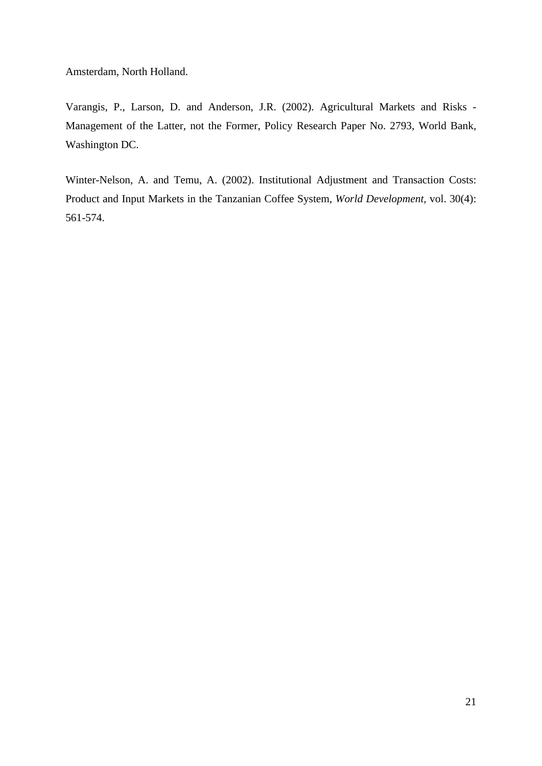Amsterdam, North Holland.

Varangis, P., Larson, D. and Anderson, J.R. (2002). Agricultural Markets and Risks - Management of the Latter, not the Former, Policy Research Paper No. 2793, World Bank, Washington DC.

Winter-Nelson, A. and Temu, A. (2002). Institutional Adjustment and Transaction Costs: Product and Input Markets in the Tanzanian Coffee System, *World Development*, vol. 30(4): 561-574.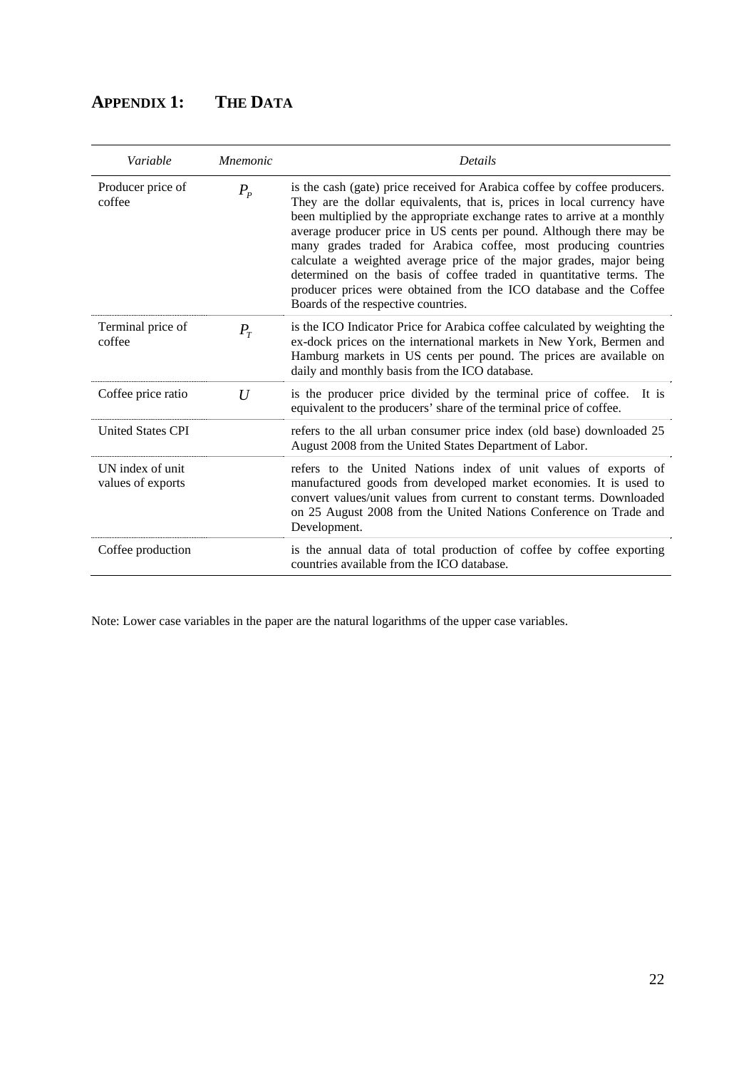## APPENDIX 1: THE DATA

| *Variable* | *Mnemonic* | *Details* |
|---|---|---|
| Producer price of coffee | $P_P$ | is the cash (gate) price received for Arabica coffee by coffee producers. They are the dollar equivalents, that is, prices in local currency have been multiplied by the appropriate exchange rates to arrive at a monthly average producer price in US cents per pound. Although there may be many grades traded for Arabica coffee, most producing countries calculate a weighted average price of the major grades, major being determined on the basis of coffee traded in quantitative terms. The producer prices were obtained from the ICO database and the Coffee Boards of the respective countries. |
| Terminal price of coffee | $P_T$ | is the ICO Indicator Price for Arabica coffee calculated by weighting the ex-dock prices on the international markets in New York, Bermen and Hamburg markets in US cents per pound. The prices are available on daily and monthly basis from the ICO database. |
| Coffee price ratio | $U$ | is the producer price divided by the terminal price of coffee. It is equivalent to the producers' share of the terminal price of coffee. |
| United States CPI | | refers to the all urban consumer price index (old base) downloaded 25 August 2008 from the United States Department of Labor. |
| UN index of unit values of exports | | refers to the United Nations index of unit values of exports of manufactured goods from developed market economies. It is used to convert values/unit values from current to constant terms. Downloaded on 25 August 2008 from the United Nations Conference on Trade and Development. |
| Coffee production | | is the annual data of total production of coffee by coffee exporting countries available from the ICO database. |

Note: Lower case variables in the paper are the natural logarithms of the upper case variables.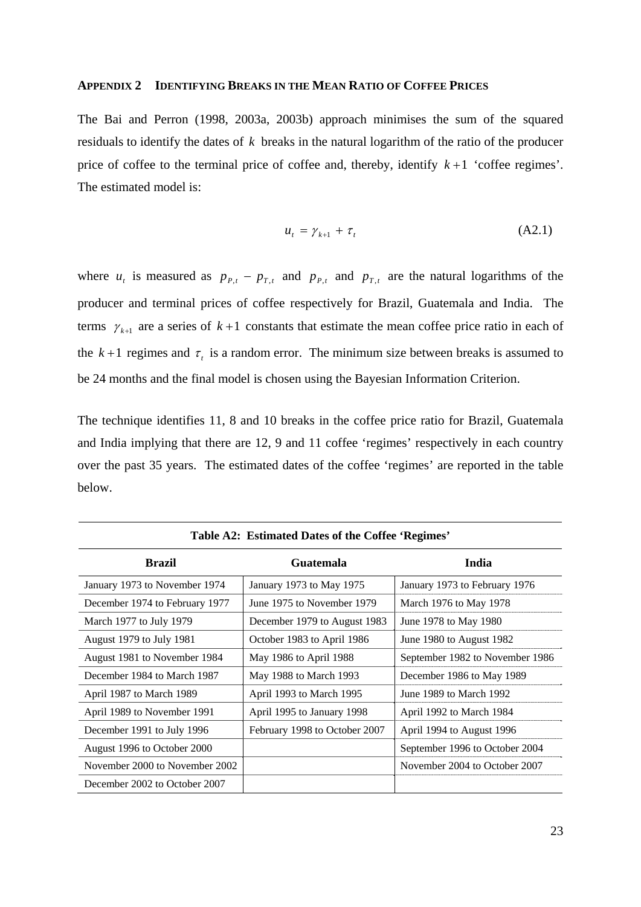## APPENDIX 2 IDENTIFYING BREAKS IN THE MEAN RATIO OF COFFEE PRICES

The Bai and Perron (1998, 2003a, 2003b) approach minimises the sum of the squared residuals to identify the dates of $k$ breaks in the natural logarithm of the ratio of the producer price of coffee to the terminal price of coffee and, thereby, identify $k+1$ 'coffee regimes'. The estimated model is:

$$u_t = \gamma_{k+1} + \tau_t \tag{A2.1}$$

where $u_t$ is measured as $p_{P,t} - p_{T,t}$ and $p_{P,t}$ and $p_{T,t}$ are the natural logarithms of the producer and terminal prices of coffee respectively for Brazil, Guatemala and India. The terms $\gamma_{k+1}$ are a series of $k+1$ constants that estimate the mean coffee price ratio in each of the $k+1$ regimes and $\tau_t$ is a random error. The minimum size between breaks is assumed to be 24 months and the final model is chosen using the Bayesian Information Criterion.

The technique identifies 11, 8 and 10 breaks in the coffee price ratio for Brazil, Guatemala and India implying that there are 12, 9 and 11 coffee 'regimes' respectively in each country over the past 35 years. The estimated dates of the coffee 'regimes' are reported in the table below.

**Table A2: Estimated Dates of the Coffee 'Regimes'**

| Brazil | Guatemala | India |
|---|---|---|
| January 1973 to November 1974 | January 1973 to May 1975 | January 1973 to February 1976 |
| December 1974 to February 1977 | June 1975 to November 1979 | March 1976 to May 1978 |
| March 1977 to July 1979 | December 1979 to August 1983 | June 1978 to May 1980 |
| August 1979 to July 1981 | October 1983 to April 1986 | June 1980 to August 1982 |
| August 1981 to November 1984 | May 1986 to April 1988 | September 1982 to November 1986 |
| December 1984 to March 1987 | May 1988 to March 1993 | December 1986 to May 1989 |
| April 1987 to March 1989 | April 1993 to March 1995 | June 1989 to March 1992 |
| April 1989 to November 1991 | April 1995 to January 1998 | April 1992 to March 1984 |
| December 1991 to July 1996 | February 1998 to October 2007 | April 1994 to August 1996 |
| August 1996 to October 2000 | | September 1996 to October 2004 |
| November 2000 to November 2002 | | November 2004 to October 2007 |
| December 2002 to October 2007 | | |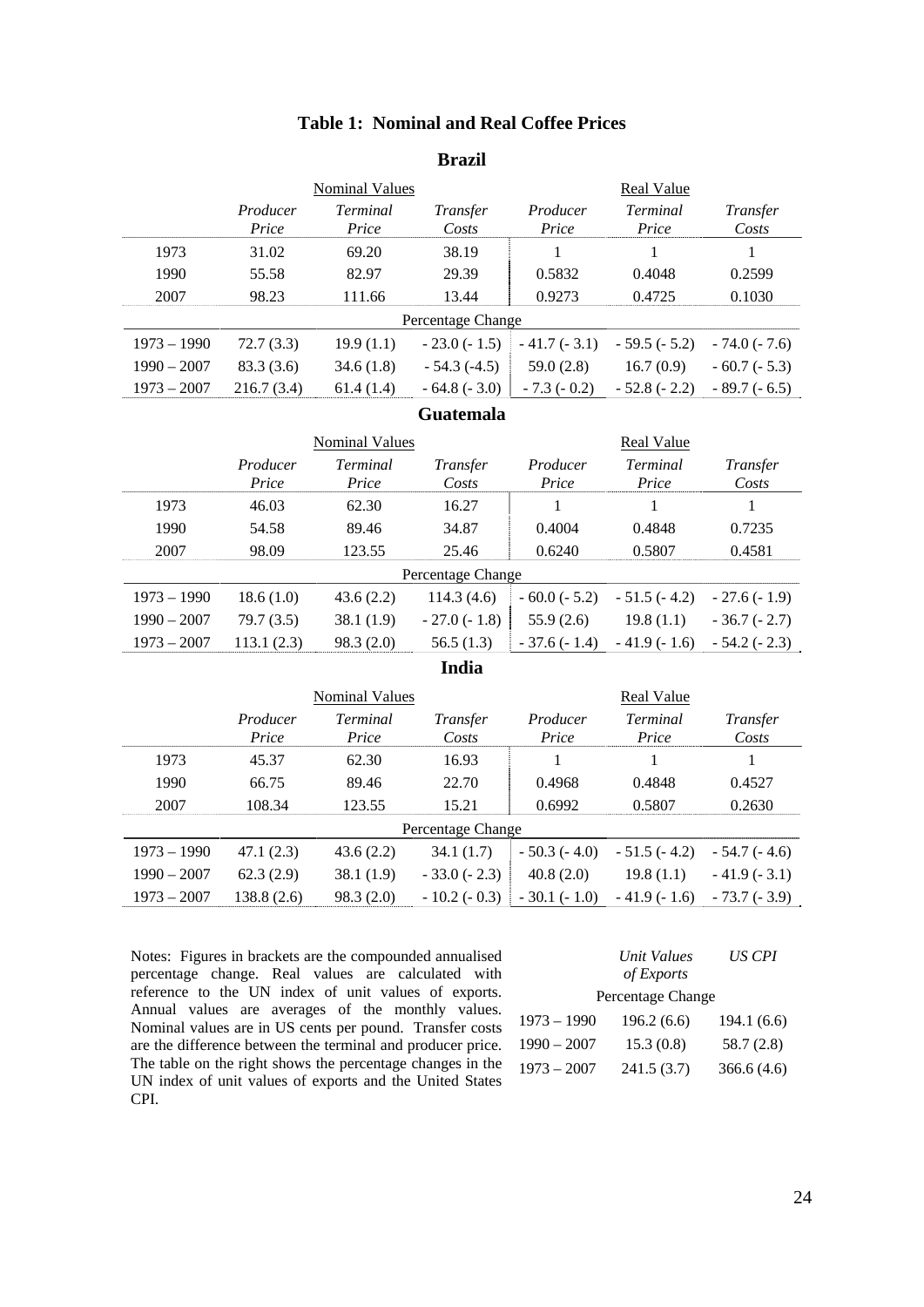## Table 1: Nominal and Real Coffee Prices

### Brazil

| | Nominal Values | | | Real Value | | |
|---|---|---|---|---|---|---|
| | *Producer Price* | *Terminal Price* | *Transfer Costs* | *Producer Price* | *Terminal Price* | *Transfer Costs* |
| 1973 | 31.02 | 69.20 | 38.19 | 1 | 1 | 1 |
| 1990 | 55.58 | 82.97 | 29.39 | 0.5832 | 0.4048 | 0.2599 |
| 2007 | 98.23 | 111.66 | 13.44 | 0.9273 | 0.4725 | 0.1030 |
| | Percentage Change | | | | | |
| 1973 – 1990 | 72.7 (3.3) | 19.9 (1.1) | - 23.0 (- 1.5) | - 41.7 (- 3.1) | - 59.5 (- 5.2) | - 74.0 (- 7.6) |
| 1990 – 2007 | 83.3 (3.6) | 34.6 (1.8) | - 54.3 (-4.5) | 59.0 (2.8) | 16.7 (0.9) | - 60.7 (- 5.3) |
| 1973 – 2007 | 216.7 (3.4) | 61.4 (1.4) | - 64.8 (- 3.0) | - 7.3 (- 0.2) | - 52.8 (- 2.2) | - 89.7 (- 6.5) |

### Guatemala

| | Nominal Values | | | Real Value | | |
|---|---|---|---|---|---|---|
| | *Producer Price* | *Terminal Price* | *Transfer Costs* | *Producer Price* | *Terminal Price* | *Transfer Costs* |
| 1973 | 46.03 | 62.30 | 16.27 | 1 | 1 | 1 |
| 1990 | 54.58 | 89.46 | 34.87 | 0.4004 | 0.4848 | 0.7235 |
| 2007 | 98.09 | 123.55 | 25.46 | 0.6240 | 0.5807 | 0.4581 |
| | Percentage Change | | | | | |
| 1973 – 1990 | 18.6 (1.0) | 43.6 (2.2) | 114.3 (4.6) | - 60.0 (- 5.2) | - 51.5 (- 4.2) | - 27.6 (- 1.9) |
| 1990 – 2007 | 79.7 (3.5) | 38.1 (1.9) | - 27.0 (- 1.8) | 55.9 (2.6) | 19.8 (1.1) | - 36.7 (- 2.7) |
| 1973 – 2007 | 113.1 (2.3) | 98.3 (2.0) | 56.5 (1.3) | - 37.6 (- 1.4) | - 41.9 (- 1.6) | - 54.2 (- 2.3) |

### India

| | Nominal Values | | | Real Value | | |
|---|---|---|---|---|---|---|
| | *Producer Price* | *Terminal Price* | *Transfer Costs* | *Producer Price* | *Terminal Price* | *Transfer Costs* |
| 1973 | 45.37 | 62.30 | 16.93 | 1 | 1 | 1 |
| 1990 | 66.75 | 89.46 | 22.70 | 0.4968 | 0.4848 | 0.4527 |
| 2007 | 108.34 | 123.55 | 15.21 | 0.6992 | 0.5807 | 0.2630 |
| | Percentage Change | | | | | |
| 1973 – 1990 | 47.1 (2.3) | 43.6 (2.2) | 34.1 (1.7) | - 50.3 (- 4.0) | - 51.5 (- 4.2) | - 54.7 (- 4.6) |
| 1990 – 2007 | 62.3 (2.9) | 38.1 (1.9) | - 33.0 (- 2.3) | 40.8 (2.0) | 19.8 (1.1) | - 41.9 (- 3.1) |
| 1973 – 2007 | 138.8 (2.6) | 98.3 (2.0) | - 10.2 (- 0.3) | - 30.1 (- 1.0) | - 41.9 (- 1.6) | - 73.7 (- 3.9) |

Notes: Figures in brackets are the compounded annualised percentage change. Real values are calculated with reference to the UN index of unit values of exports. Annual values are averages of the monthly values. Nominal values are in US cents per pound. Transfer costs are the difference between the terminal and producer price. The table on the right shows the percentage changes in the UN index of unit values of exports and the United States CPI.

| | *Unit Values of Exports* | *US CPI* |
|---|---|---|
| | Percentage Change | |
| 1973 – 1990 | 196.2 (6.6) | 194.1 (6.6) |
| 1990 – 2007 | 15.3 (0.8) | 58.7 (2.8) |
| 1973 – 2007 | 241.5 (3.7) | 366.6 (4.6) |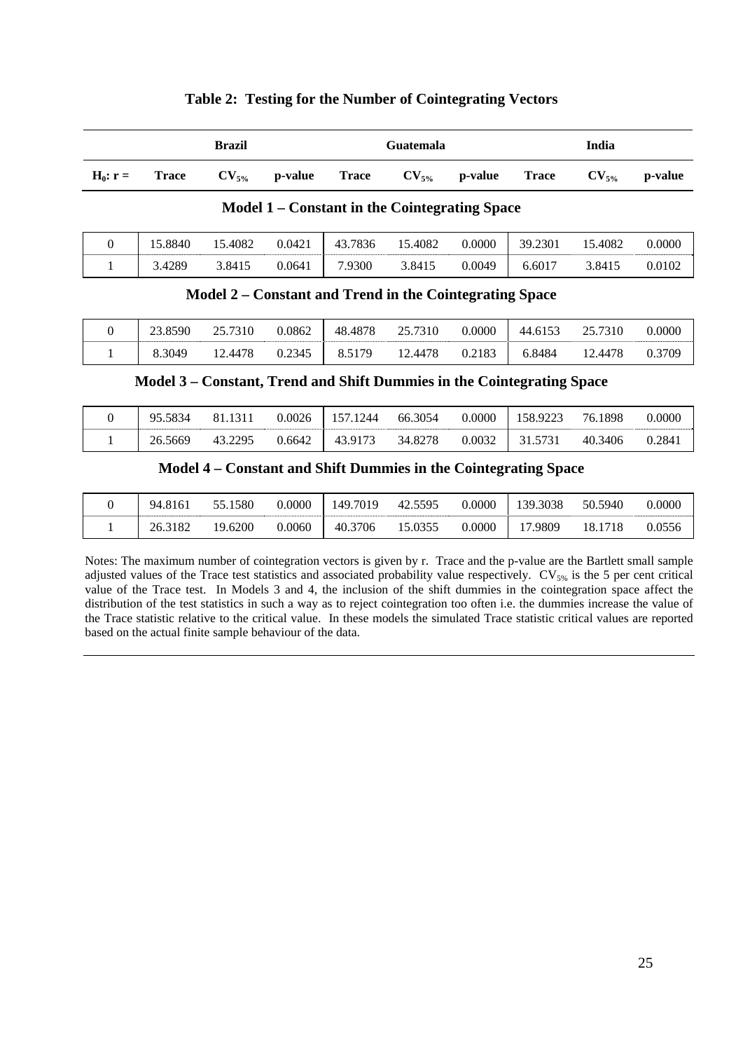**Table 2: Testing for the Number of Cointegrating Vectors**

| | Brazil | | | Guatemala | | | India | | |
|---|---|---|---|---|---|---|---|---|---|
| $H_0$: r = | Trace | $CV_{5\%}$ | p-value | Trace | $CV_{5\%}$ | p-value | Trace | $CV_{5\%}$ | p-value |
| **Model 1 – Constant in the Cointegrating Space** | | | | | | | | | |
| 0 | 15.8840 | 15.4082 | 0.0421 | 43.7836 | 15.4082 | 0.0000 | 39.2301 | 15.4082 | 0.0000 |
| 1 | 3.4289 | 3.8415 | 0.0641 | 7.9300 | 3.8415 | 0.0049 | 6.6017 | 3.8415 | 0.0102 |
| **Model 2 – Constant and Trend in the Cointegrating Space** | | | | | | | | | |
| 0 | 23.8590 | 25.7310 | 0.0862 | 48.4878 | 25.7310 | 0.0000 | 44.6153 | 25.7310 | 0.0000 |
| 1 | 8.3049 | 12.4478 | 0.2345 | 8.5179 | 12.4478 | 0.2183 | 6.8484 | 12.4478 | 0.3709 |
| **Model 3 – Constant, Trend and Shift Dummies in the Cointegrating Space** | | | | | | | | | |
| 0 | 95.5834 | 81.1311 | 0.0026 | 157.1244 | 66.3054 | 0.0000 | 158.9223 | 76.1898 | 0.0000 |
| 1 | 26.5669 | 43.2295 | 0.6642 | 43.9173 | 34.8278 | 0.0032 | 31.5731 | 40.3406 | 0.2841 |
| **Model 4 – Constant and Shift Dummies in the Cointegrating Space** | | | | | | | | | |
| 0 | 94.8161 | 55.1580 | 0.0000 | 149.7019 | 42.5595 | 0.0000 | 139.3038 | 50.5940 | 0.0000 |
| 1 | 26.3182 | 19.6200 | 0.0060 | 40.3706 | 15.0355 | 0.0000 | 17.9809 | 18.1718 | 0.0556 |

Notes: The maximum number of cointegration vectors is given by r. Trace and the p-value are the Bartlett small sample adjusted values of the Trace test statistics and associated probability value respectively. $CV_{5\%}$ is the 5 per cent critical value of the Trace test. In Models 3 and 4, the inclusion of the shift dummies in the cointegration space affect the distribution of the test statistics in such a way as to reject cointegration too often i.e. the dummies increase the value of the Trace statistic relative to the critical value. In these models the simulated Trace statistic critical values are reported based on the actual finite sample behaviour of the data.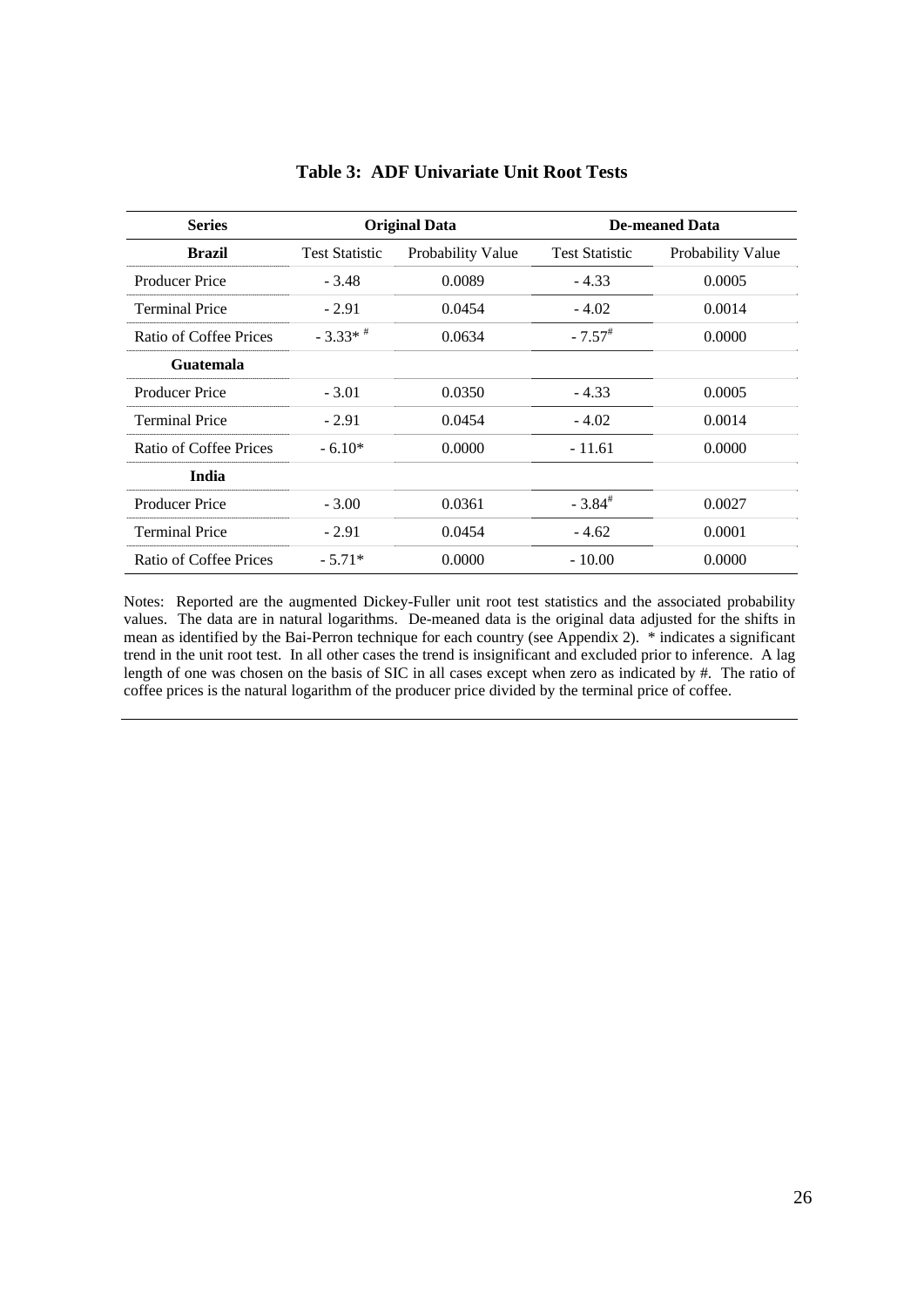**Table 3: ADF Univariate Unit Root Tests**

| Series | Original Data | | De-meaned Data | |
|---|---|---|---|---|
| **Brazil** | Test Statistic | Probability Value | Test Statistic | Probability Value |
| Producer Price | - 3.48 | 0.0089 | - 4.33 | 0.0005 |
| Terminal Price | - 2.91 | 0.0454 | - 4.02 | 0.0014 |
| Ratio of Coffee Prices | - 3.33* # | 0.0634 | - 7.57# | 0.0000 |
| **Guatemala** | | | | |
| Producer Price | - 3.01 | 0.0350 | - 4.33 | 0.0005 |
| Terminal Price | - 2.91 | 0.0454 | - 4.02 | 0.0014 |
| Ratio of Coffee Prices | - 6.10* | 0.0000 | - 11.61 | 0.0000 |
| **India** | | | | |
| Producer Price | - 3.00 | 0.0361 | - 3.84# | 0.0027 |
| Terminal Price | - 2.91 | 0.0454 | - 4.62 | 0.0001 |
| Ratio of Coffee Prices | - 5.71* | 0.0000 | - 10.00 | 0.0000 |

Notes: Reported are the augmented Dickey-Fuller unit root test statistics and the associated probability values. The data are in natural logarithms. De-meaned data is the original data adjusted for the shifts in mean as identified by the Bai-Perron technique for each country (see Appendix 2). * indicates a significant trend in the unit root test. In all other cases the trend is insignificant and excluded prior to inference. A lag length of one was chosen on the basis of SIC in all cases except when zero as indicated by #. The ratio of coffee prices is the natural logarithm of the producer price divided by the terminal price of coffee.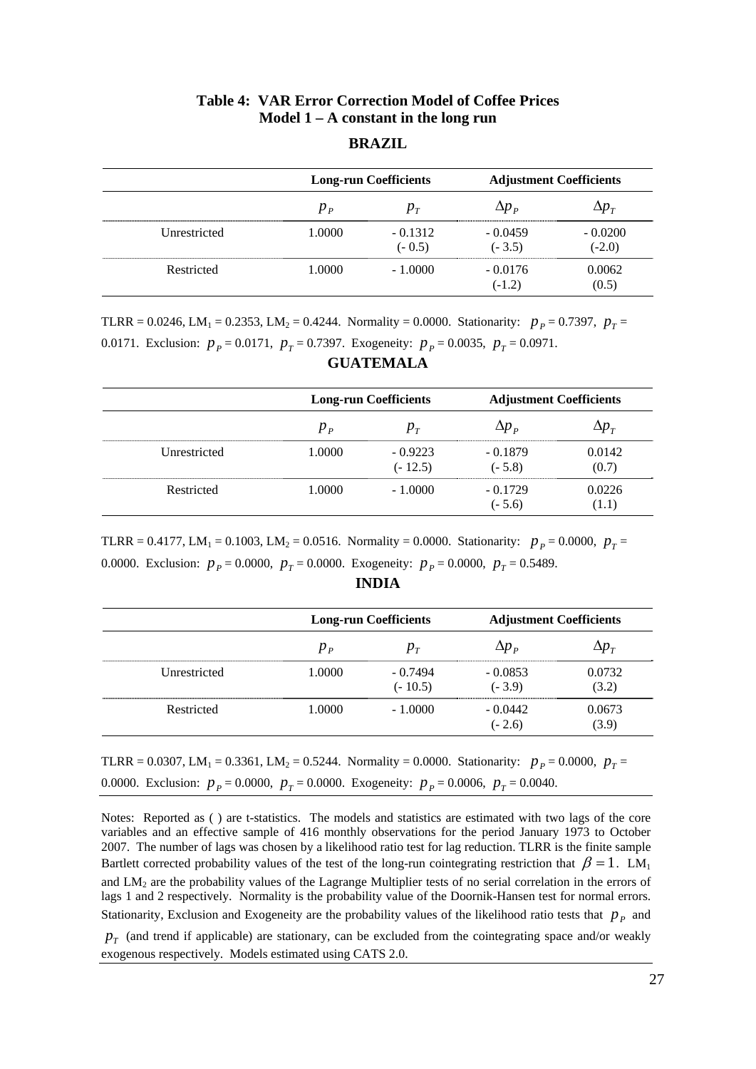# Table 4: VAR Error Correction Model of Coffee Prices
## Model 1 – A constant in the long run

### BRAZIL

| | Long-run Coefficients | | Adjustment Coefficients | |
|---|---|---|---|---|
| | $p_P$ | $p_T$ | $\Delta p_P$ | $\Delta p_T$ |
| Unrestricted | 1.0000 | - 0.1312 (- 0.5) | - 0.0459 (- 3.5) | - 0.0200 (-2.0) |
| Restricted | 1.0000 | - 1.0000 | - 0.0176 (-1.2) | 0.0062 (0.5) |

TLRR = 0.0246, $LM_1$ = 0.2353, $LM_2$ = 0.4244. Normality = 0.0000. Stationarity: $p_P$ = 0.7397, $p_T$ = 0.0171. Exclusion: $p_P$ = 0.0171, $p_T$ = 0.7397. Exogeneity: $p_P$ = 0.0035, $p_T$ = 0.0971.

### GUATEMALA

| | Long-run Coefficients | | Adjustment Coefficients | |
|---|---|---|---|---|
| | $p_P$ | $p_T$ | $\Delta p_P$ | $\Delta p_T$ |
| Unrestricted | 1.0000 | - 0.9223 (- 12.5) | - 0.1879 (- 5.8) | 0.0142 (0.7) |
| Restricted | 1.0000 | - 1.0000 | - 0.1729 (- 5.6) | 0.0226 (1.1) |

TLRR = 0.4177, $LM_1$ = 0.1003, $LM_2$ = 0.0516. Normality = 0.0000. Stationarity: $p_P$ = 0.0000, $p_T$ = 0.0000. Exclusion: $p_P$ = 0.0000, $p_T$ = 0.0000. Exogeneity: $p_P$ = 0.0000, $p_T$ = 0.5489.

### INDIA

| | Long-run Coefficients | | Adjustment Coefficients | |
|---|---|---|---|---|
| | $p_P$ | $p_T$ | $\Delta p_P$ | $\Delta p_T$ |
| Unrestricted | 1.0000 | - 0.7494 (- 10.5) | - 0.0853 (- 3.9) | 0.0732 (3.2) |
| Restricted | 1.0000 | - 1.0000 | - 0.0442 (- 2.6) | 0.0673 (3.9) |

TLRR = 0.0307, $LM_1$ = 0.3361, $LM_2$ = 0.5244. Normality = 0.0000. Stationarity: $p_P$ = 0.0000, $p_T$ = 0.0000. Exclusion: $p_P$ = 0.0000, $p_T$ = 0.0000. Exogeneity: $p_P$ = 0.0006, $p_T$ = 0.0040.

Notes: Reported as ( ) are t-statistics. The models and statistics are estimated with two lags of the core variables and an effective sample of 416 monthly observations for the period January 1973 to October 2007. The number of lags was chosen by a likelihood ratio test for lag reduction. TLRR is the finite sample Bartlett corrected probability values of the test of the long-run cointegrating restriction that $\beta = 1$. $LM_1$ and $LM_2$ are the probability values of the Lagrange Multiplier tests of no serial correlation in the errors of lags 1 and 2 respectively. Normality is the probability value of the Doornik-Hansen test for normal errors. Stationarity, Exclusion and Exogeneity are the probability values of the likelihood ratio tests that $p_P$ and $p_T$ (and trend if applicable) are stationary, can be excluded from the cointegrating space and/or weakly exogenous respectively. Models estimated using CATS 2.0.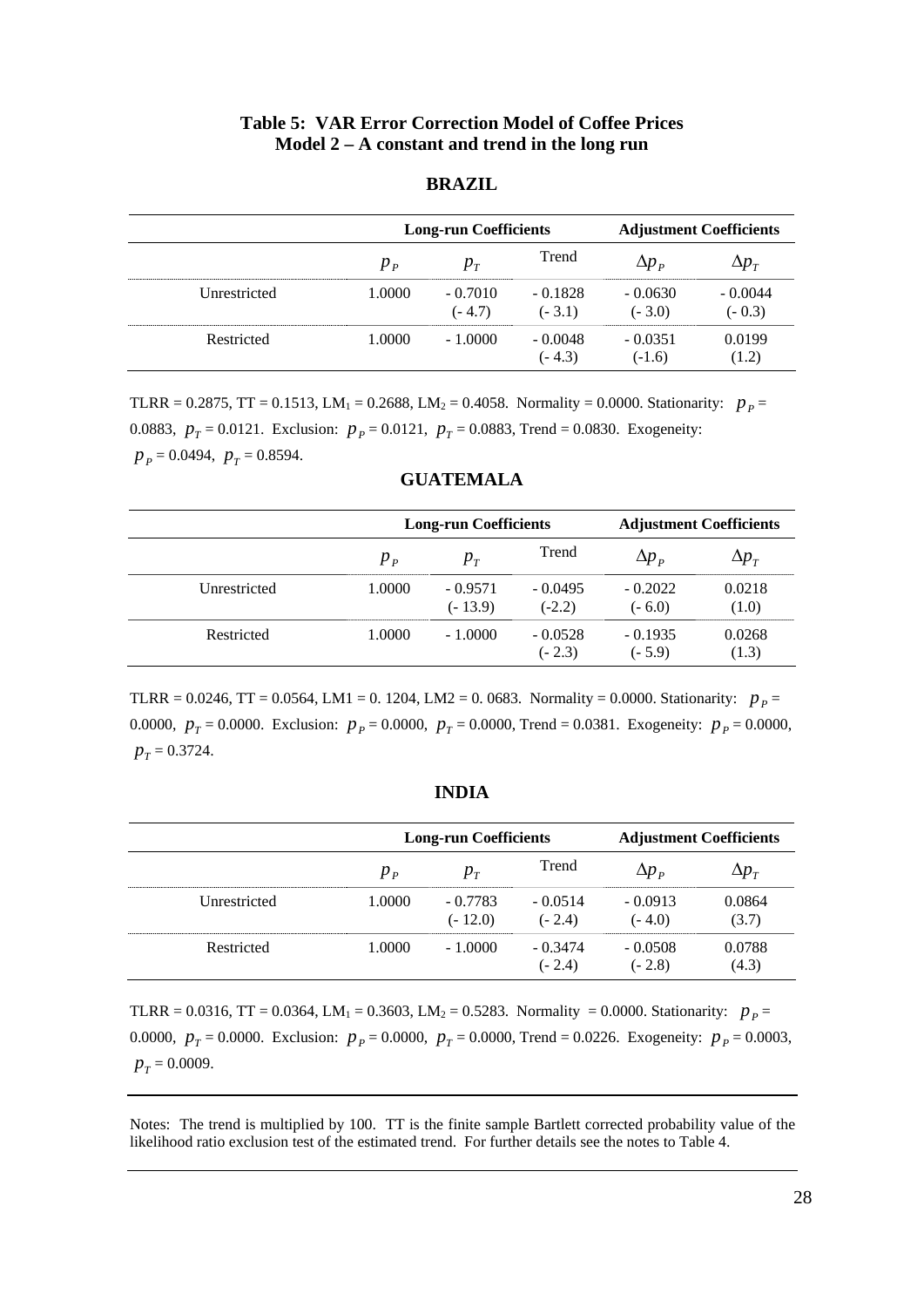**Table 5: VAR Error Correction Model of Coffee Prices**
**Model 2 – A constant and trend in the long run**

**BRAZIL**

| | Long-run Coefficients | | | Adjustment Coefficients | |
|---|---|---|---|---|---|
| | $p_P$ | $p_T$ | Trend | $\Delta p_P$ | $\Delta p_T$ |
| Unrestricted | 1.0000 | - 0.7010 (- 4.7) | - 0.1828 (- 3.1) | - 0.0630 (- 3.0) | - 0.0044 (- 0.3) |
| Restricted | 1.0000 | - 1.0000 | - 0.0048 (- 4.3) | - 0.0351 (-1.6) | 0.0199 (1.2) |

TLRR = 0.2875, TT = 0.1513, $LM_1$ = 0.2688, $LM_2$ = 0.4058. Normality = 0.0000. Stationarity: $p_P$ = 0.0883, $p_T$ = 0.0121. Exclusion: $p_P$ = 0.0121, $p_T$ = 0.0883, Trend = 0.0830. Exogeneity: $p_P$ = 0.0494, $p_T$ = 0.8594.

**GUATEMALA**

| | Long-run Coefficients | | | Adjustment Coefficients | |
|---|---|---|---|---|---|
| | $p_P$ | $p_T$ | Trend | $\Delta p_P$ | $\Delta p_T$ |
| Unrestricted | 1.0000 | - 0.9571 (- 13.9) | - 0.0495 (-2.2) | - 0.2022 (- 6.0) | 0.0218 (1.0) |
| Restricted | 1.0000 | - 1.0000 | - 0.0528 (- 2.3) | - 0.1935 (- 5.9) | 0.0268 (1.3) |

TLRR = 0.0246, TT = 0.0564, LM1 = 0. 1204, LM2 = 0. 0683. Normality = 0.0000. Stationarity: $p_P$ = 0.0000, $p_T$ = 0.0000. Exclusion: $p_P$ = 0.0000, $p_T$ = 0.0000, Trend = 0.0381. Exogeneity: $p_P$ = 0.0000, $p_T$ = 0.3724.

**INDIA**

| | Long-run Coefficients | | | Adjustment Coefficients | |
|---|---|---|---|---|---|
| | $p_P$ | $p_T$ | Trend | $\Delta p_P$ | $\Delta p_T$ |
| Unrestricted | 1.0000 | - 0.7783 (- 12.0) | - 0.0514 (- 2.4) | - 0.0913 (- 4.0) | 0.0864 (3.7) |
| Restricted | 1.0000 | - 1.0000 | - 0.3474 (- 2.4) | - 0.0508 (- 2.8) | 0.0788 (4.3) |

TLRR = 0.0316, TT = 0.0364, $LM_1$ = 0.3603, $LM_2$ = 0.5283. Normality = 0.0000. Stationarity: $p_P$ = 0.0000, $p_T$ = 0.0000. Exclusion: $p_P$ = 0.0000, $p_T$ = 0.0000, Trend = 0.0226. Exogeneity: $p_P$ = 0.0003, $p_T$ = 0.0009.

Notes: The trend is multiplied by 100. TT is the finite sample Bartlett corrected probability value of the likelihood ratio exclusion test of the estimated trend. For further details see the notes to Table 4.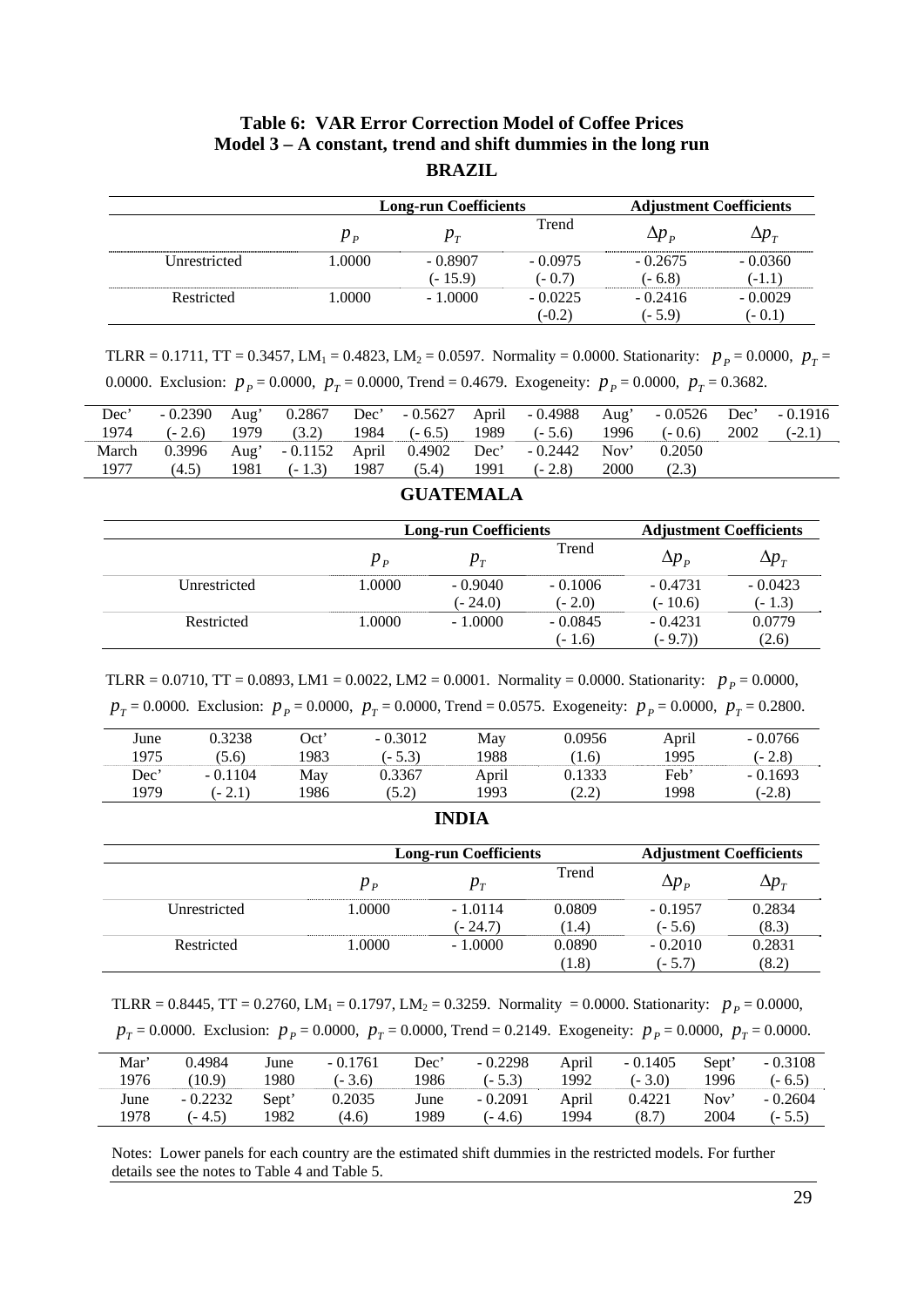# Table 6: VAR Error Correction Model of Coffee Prices

## Model 3 – A constant, trend and shift dummies in the long run

### BRAZIL

| | Long-run Coefficients | | | Adjustment Coefficients | |
|---|---|---|---|---|---|
| | $p_P$ | $p_T$ | Trend | $\Delta p_P$ | $\Delta p_T$ |
| Unrestricted | 1.0000 | - 0.8907 (- 15.9) | - 0.0975 (- 0.7) | - 0.2675 (- 6.8) | - 0.0360 (-1.1) |
| Restricted | 1.0000 | - 1.0000 | - 0.0225 (-0.2) | - 0.2416 (- 5.9) | - 0.0029 (- 0.1) |

TLRR = 0.1711, TT = 0.3457, $LM_1$ = 0.4823, $LM_2$ = 0.0597. Normality = 0.0000. Stationarity: $p_P$ = 0.0000, $p_T$ = 0.0000. Exclusion: $p_P$ = 0.0000, $p_T$ = 0.0000, Trend = 0.4679. Exogeneity: $p_P$ = 0.0000, $p_T$ = 0.3682.

| Dec' 1974 | - 0.2390 (- 2.6) | Aug' 1979 | 0.2867 (3.2) | Dec' 1984 | - 0.5627 (- 6.5) | April 1989 | - 0.4988 (- 5.6) | Aug' 1996 | - 0.0526 (- 0.6) | Dec' 2002 | - 0.1916 (-2.1) |
|---|---|---|---|---|---|---|---|---|---|---|---|
| March 1977 | 0.3996 (4.5) | Aug' 1981 | - 0.1152 (- 1.3) | April 1987 | 0.4902 (5.4) | Dec' 1991 | - 0.2442 (- 2.8) | Nov' 2000 | 0.2050 (2.3) | | |

### GUATEMALA

| | Long-run Coefficients | | | Adjustment Coefficients | |
|---|---|---|---|---|---|
| | $p_P$ | $p_T$ | Trend | $\Delta p_P$ | $\Delta p_T$ |
| Unrestricted | 1.0000 | - 0.9040 (- 24.0) | - 0.1006 (- 2.0) | - 0.4731 (- 10.6) | - 0.0423 (- 1.3) |
| Restricted | 1.0000 | - 1.0000 | - 0.0845 (- 1.6) | - 0.4231 (- 9.7)) | 0.0779 (2.6) |

TLRR = 0.0710, TT = 0.0893, LM1 = 0.0022, LM2 = 0.0001. Normality = 0.0000. Stationarity: $p_P$ = 0.0000, $p_T$ = 0.0000. Exclusion: $p_P$ = 0.0000, $p_T$ = 0.0000, Trend = 0.0575. Exogeneity: $p_P$ = 0.0000, $p_T$ = 0.2800.

| June 1975 | 0.3238 (5.6) | Oct' 1983 | - 0.3012 (- 5.3) | May 1988 | 0.0956 (1.6) | April 1995 | - 0.0766 (- 2.8) |
|---|---|---|---|---|---|---|---|
| Dec' 1979 | - 0.1104 (- 2.1) | May 1986 | 0.3367 (5.2) | April 1993 | 0.1333 (2.2) | Feb' 1998 | - 0.1693 (-2.8) |

### INDIA

| | Long-run Coefficients | | | Adjustment Coefficients | |
|---|---|---|---|---|---|
| | $p_P$ | $p_T$ | Trend | $\Delta p_P$ | $\Delta p_T$ |
| Unrestricted | 1.0000 | - 1.0114 (- 24.7) | 0.0809 (1.4) | - 0.1957 (- 5.6) | 0.2834 (8.3) |
| Restricted | 1.0000 | - 1.0000 | 0.0890 (1.8) | - 0.2010 (- 5.7) | 0.2831 (8.2) |

TLRR = 0.8445, TT = 0.2760, $LM_1$ = 0.1797, $LM_2$ = 0.3259. Normality = 0.0000. Stationarity: $p_P$ = 0.0000, $p_T$ = 0.0000. Exclusion: $p_P$ = 0.0000, $p_T$ = 0.0000, Trend = 0.2149. Exogeneity: $p_P$ = 0.0000, $p_T$ = 0.0000.

| Mar' 1976 | 0.4984 (10.9) | June 1980 | - 0.1761 (- 3.6) | Dec' 1986 | - 0.2298 (- 5.3) | April 1992 | - 0.1405 (- 3.0) | Sept' 1996 | - 0.3108 (- 6.5) |
|---|---|---|---|---|---|---|---|---|---|
| June 1978 | - 0.2232 (- 4.5) | Sept' 1982 | 0.2035 (4.6) | June 1989 | - 0.2091 (- 4.6) | April 1994 | 0.4221 (8.7) | Nov' 2004 | - 0.2604 (- 5.5) |

Notes: Lower panels for each country are the estimated shift dummies in the restricted models. For further details see the notes to Table 4 and Table 5.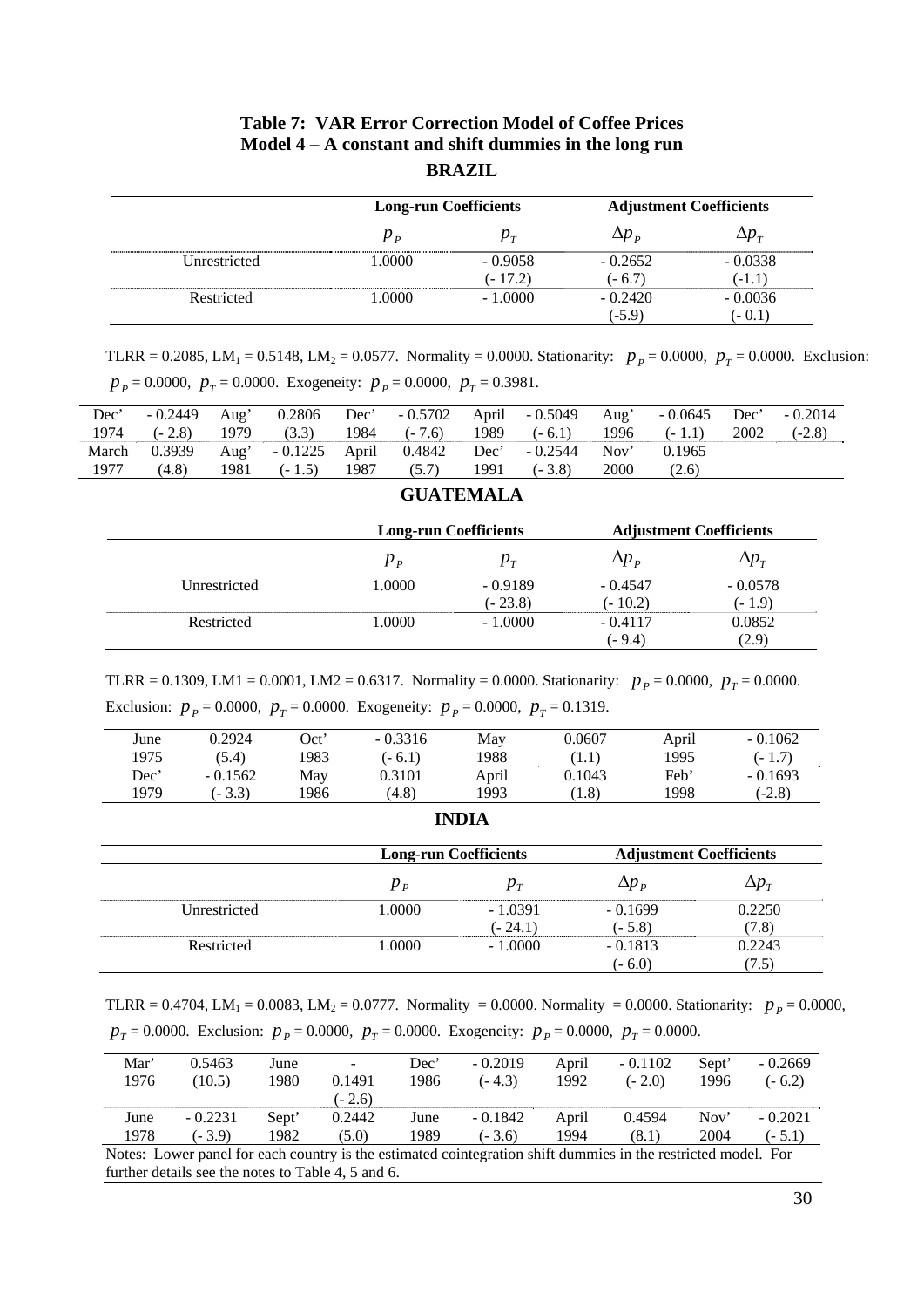**Table 7: VAR Error Correction Model of Coffee Prices**
**Model 4 – A constant and shift dummies in the long run**

**BRAZIL**

| | Long-run Coefficients | | Adjustment Coefficients | |
|---|---|---|---|---|
| | $p_P$ | $p_T$ | $\Delta p_P$ | $\Delta p_T$ |
| Unrestricted | 1.0000 | - 0.9058 (- 17.2) | - 0.2652 (- 6.7) | - 0.0338 (-1.1) |
| Restricted | 1.0000 | - 1.0000 | - 0.2420 (-5.9) | - 0.0036 (- 0.1) |

TLRR = 0.2085, $LM_1$ = 0.5148, $LM_2$ = 0.0577. Normality = 0.0000. Stationarity: $p_P$ = 0.0000, $p_T$ = 0.0000. Exclusion: $p_P$ = 0.0000, $p_T$ = 0.0000. Exogeneity: $p_P$ = 0.0000, $p_T$ = 0.3981.

| | | | | | | | | | | | |
|---|---|---|---|---|---|---|---|---|---|---|---|
| Dec' 1974 | - 0.2449 (- 2.8) | Aug' 1979 | 0.2806 (3.3) | Dec' 1984 | - 0.5702 (- 7.6) | April 1989 | - 0.5049 (- 6.1) | Aug' 1996 | - 0.0645 (- 1.1) | Dec' 2002 | - 0.2014 (-2.8) |
| March 1977 | 0.3939 (4.8) | Aug' 1981 | - 0.1225 (- 1.5) | April 1987 | 0.4842 (5.7) | Dec' 1991 | - 0.2544 (- 3.8) | Nov' 2000 | 0.1965 (2.6) | | |

**GUATEMALA**

| | Long-run Coefficients | | Adjustment Coefficients | |
|---|---|---|---|---|
| | $p_P$ | $p_T$ | $\Delta p_P$ | $\Delta p_T$ |
| Unrestricted | 1.0000 | - 0.9189 (- 23.8) | - 0.4547 (- 10.2) | - 0.0578 (- 1.9) |
| Restricted | 1.0000 | - 1.0000 | - 0.4117 (- 9.4) | 0.0852 (2.9) |

TLRR = 0.1309, LM1 = 0.0001, LM2 = 0.6317. Normality = 0.0000. Stationarity: $p_P$ = 0.0000, $p_T$ = 0.0000. Exclusion: $p_P$ = 0.0000, $p_T$ = 0.0000. Exogeneity: $p_P$ = 0.0000, $p_T$ = 0.1319.

| | | | | | | | | | |
|---|---|---|---|---|---|---|---|---|---|
| June 1975 | 0.2924 (5.4) | Oct' 1983 | - 0.3316 (- 6.1) | May 1988 | 0.0607 (1.1) | April 1995 | - 0.1062 (- 1.7) | | |
| Dec' 1979 | - 0.1562 (- 3.3) | May 1986 | 0.3101 (4.8) | April 1993 | 0.1043 (1.8) | Feb' 1998 | - 0.1693 (-2.8) | | |

**INDIA**

| | Long-run Coefficients | | Adjustment Coefficients | |
|---|---|---|---|---|
| | $p_P$ | $p_T$ | $\Delta p_P$ | $\Delta p_T$ |
| Unrestricted | 1.0000 | - 1.0391 (- 24.1) | - 0.1699 (- 5.8) | 0.2250 (7.8) |
| Restricted | 1.0000 | - 1.0000 | - 0.1813 (- 6.0) | 0.2243 (7.5) |

TLRR = 0.4704, $LM_1$ = 0.0083, $LM_2$ = 0.0777. Normality = 0.0000. Normality = 0.0000. Stationarity: $p_P$ = 0.0000, $p_T$ = 0.0000. Exclusion: $p_P$ = 0.0000, $p_T$ = 0.0000. Exogeneity: $p_P$ = 0.0000, $p_T$ = 0.0000.

| | | | | | | | | | |
|---|---|---|---|---|---|---|---|---|---|
| Mar' 1976 | 0.5463 (10.5) | June 1980 | - 0.1491 (- 2.6) | Dec' 1986 | - 0.2019 (- 4.3) | April 1992 | - 0.1102 (- 2.0) | Sept' 1996 | - 0.2669 (- 6.2) |
| June 1978 | - 0.2231 (- 3.9) | Sept' 1982 | 0.2442 (5.0) | June 1989 | - 0.1842 (- 3.6) | April 1994 | 0.4594 (8.1) | Nov' 2004 | - 0.2021 (- 5.1) |

Notes: Lower panel for each country is the estimated cointegration shift dummies in the restricted model. For further details see the notes to Table 4, 5 and 6.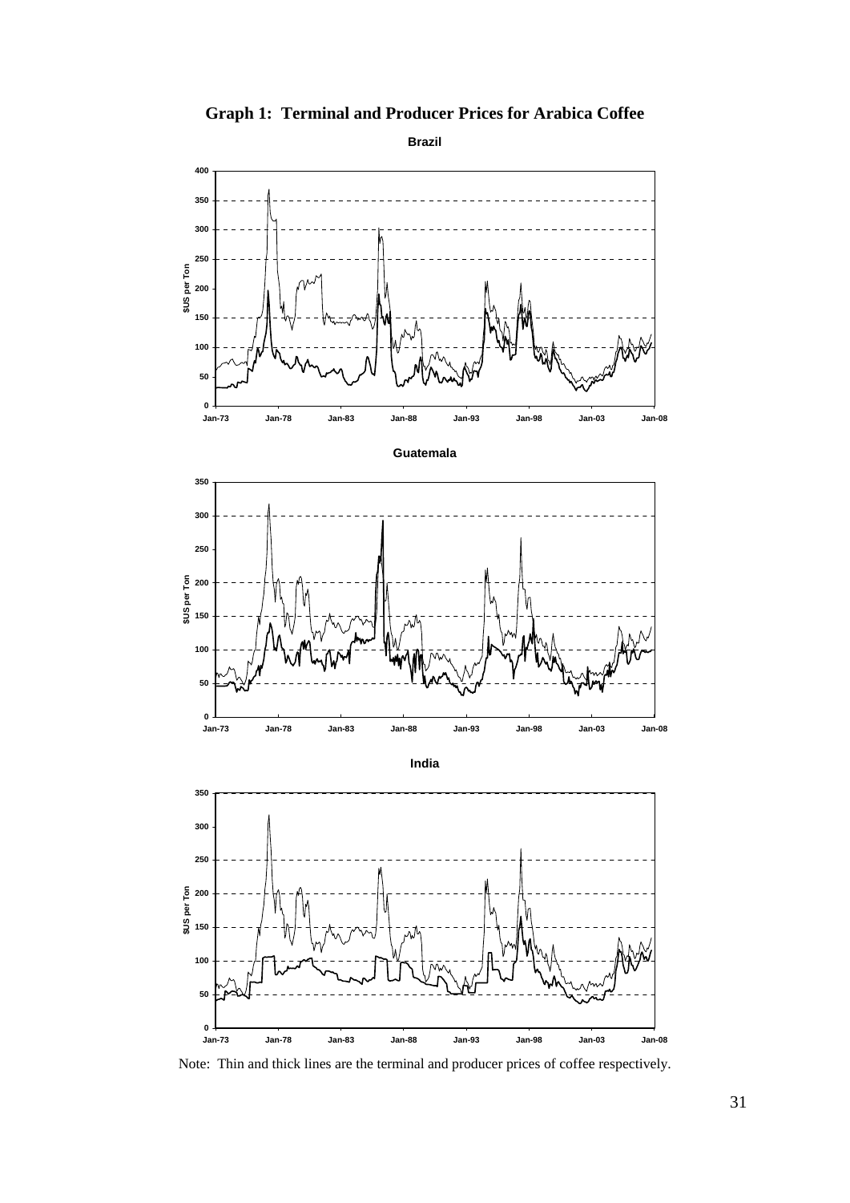**Graph 1: Terminal and Producer Prices for Arabica Coffee**

**Brazil**

**Guatemala**

**India**

Note: Thin and thick lines are the terminal and producer prices of coffee respectively.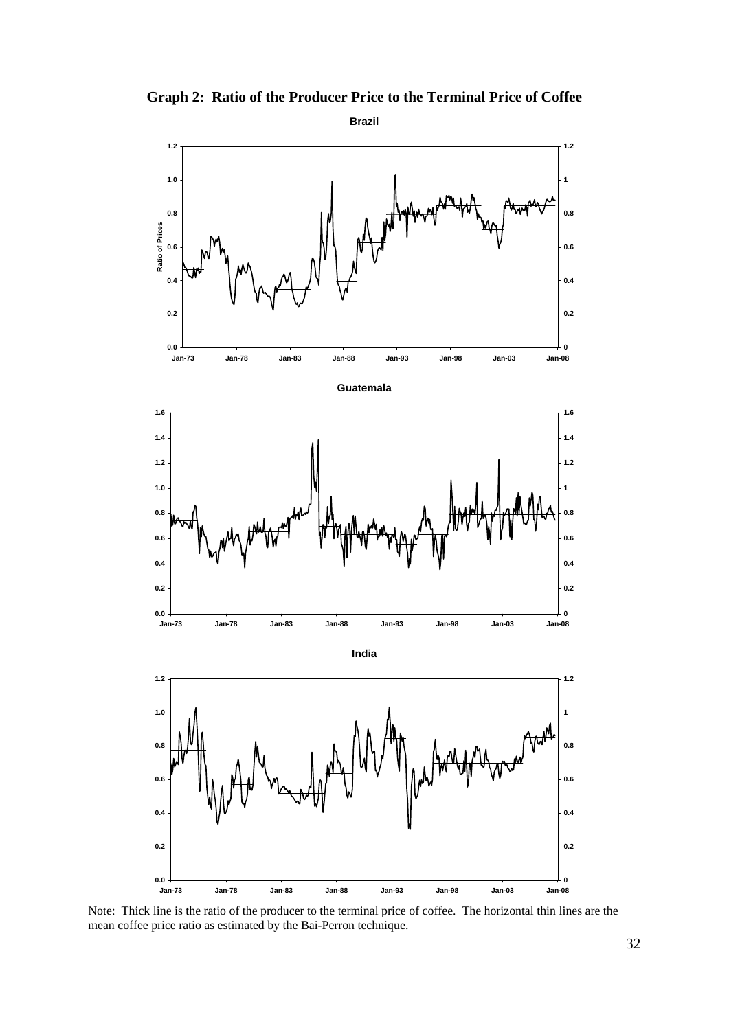**Graph 2: Ratio of the Producer Price to the Terminal Price of Coffee**

Note: Thick line is the ratio of the producer to the terminal price of coffee. The horizontal thin lines are the mean coffee price ratio as estimated by the Bai-Perron technique.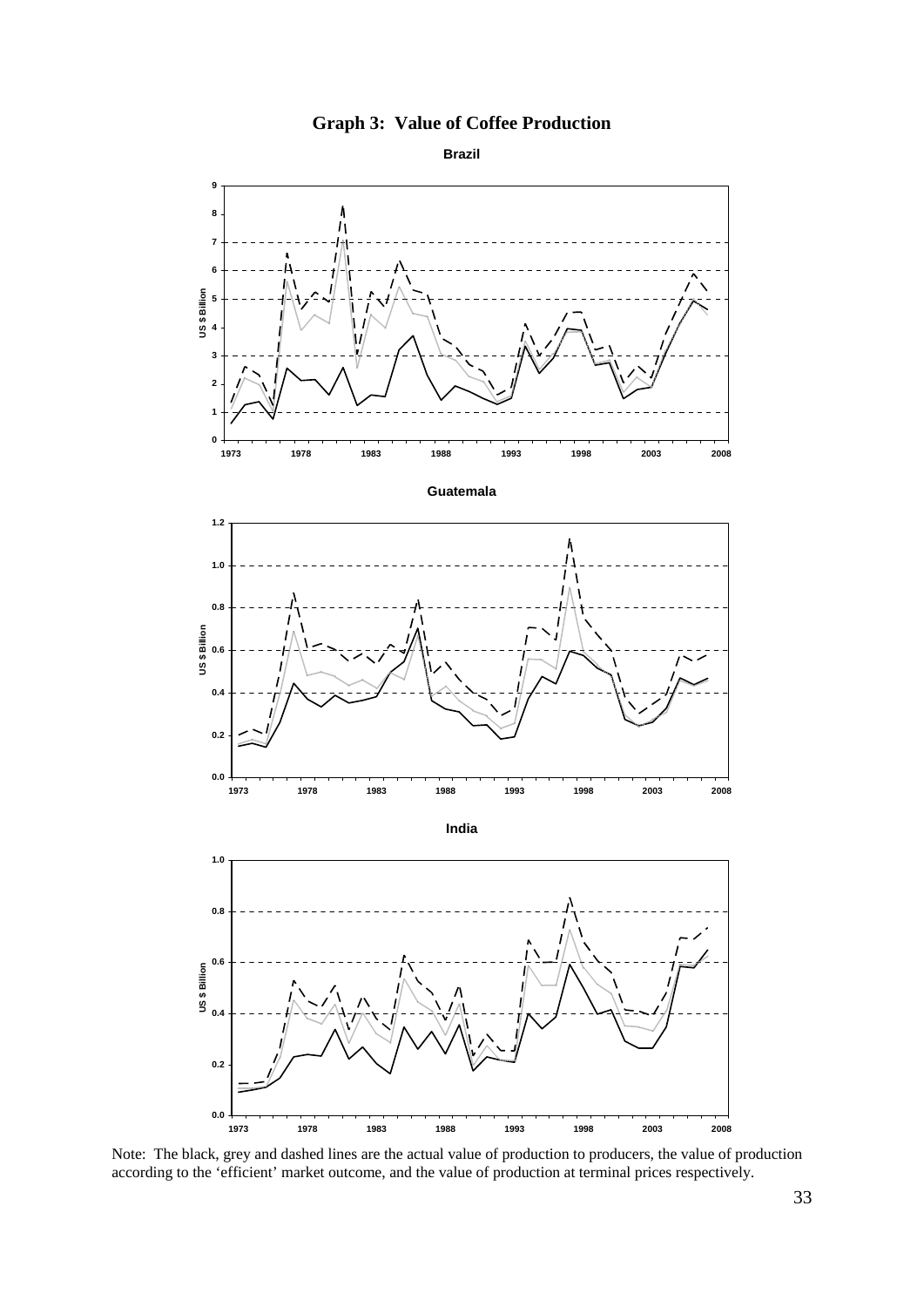**Graph 3: Value of Coffee Production**

**Brazil**

**Guatemala**

**India**

Note: The black, grey and dashed lines are the actual value of production to producers, the value of production according to the 'efficient' market outcome, and the value of production at terminal prices respectively.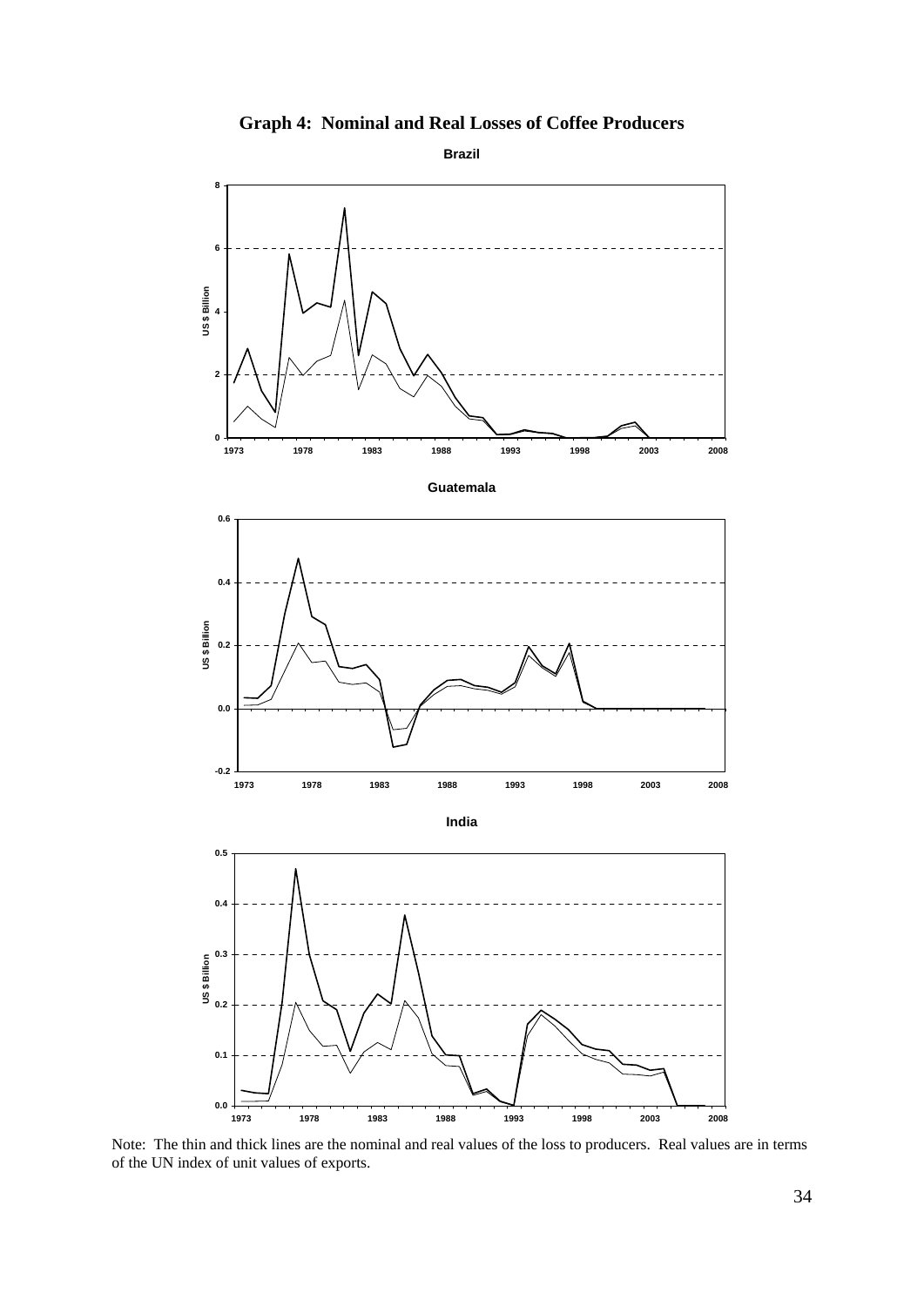**Graph 4: Nominal and Real Losses of Coffee Producers**

**Brazil**

US $ Billion

8
6
4
2
0

1973 1978 1983 1988 1993 1998 2003 2008

**Guatemala**

US $ Billion

0.6
0.4
0.2
0.0
-0.2

1973 1978 1983 1988 1993 1998 2003 2008

**India**

US $ Billion

0.5
0.4
0.3
0.2
0.1
0.0

1973 1978 1983 1988 1993 1998 2003 2008

Note: The thin and thick lines are the nominal and real values of the loss to producers. Real values are in terms of the UN index of unit values of exports.